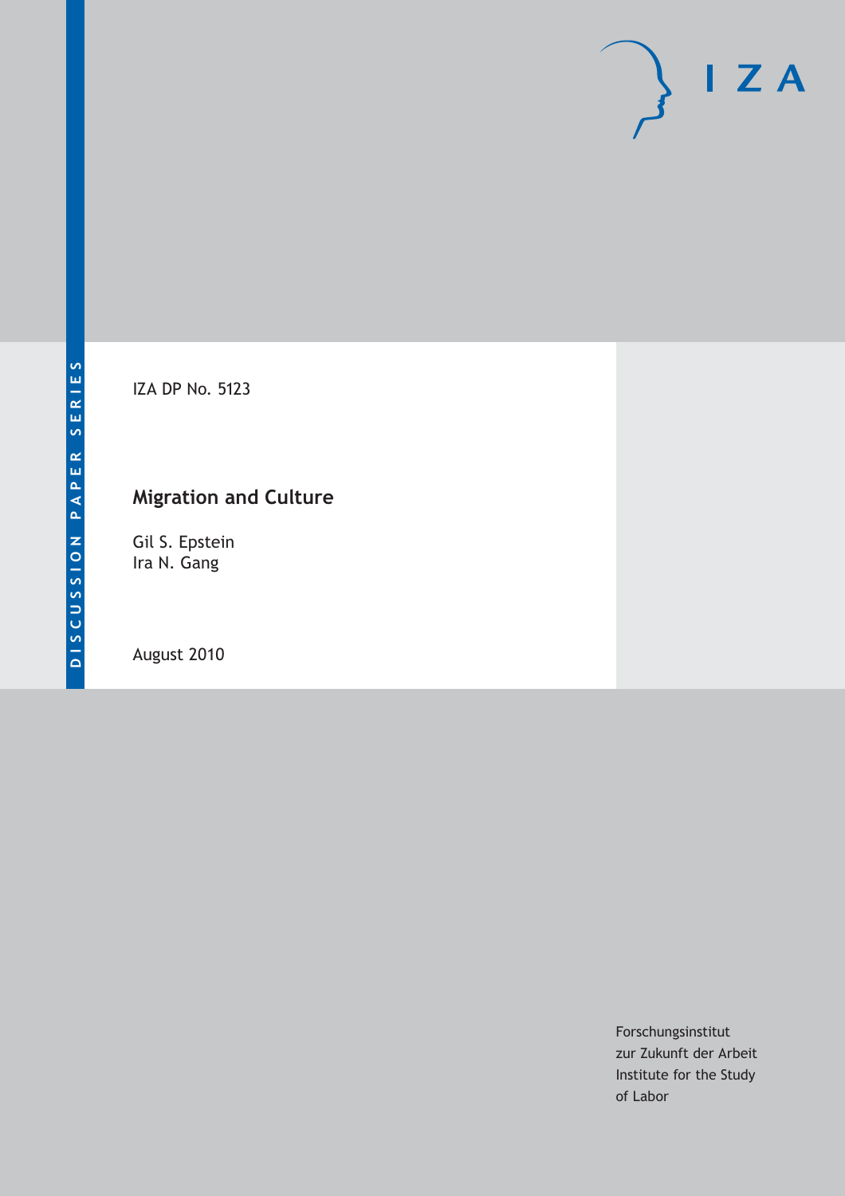DISCUSSION PAPER SERIES

IZA DP No. 5123

# Migration and Culture

Gil S. Epstein
Ira N. Gang

August 2010

Forschungsinstitut
zur Zukunft der Arbeit
Institute for the Study
of Labor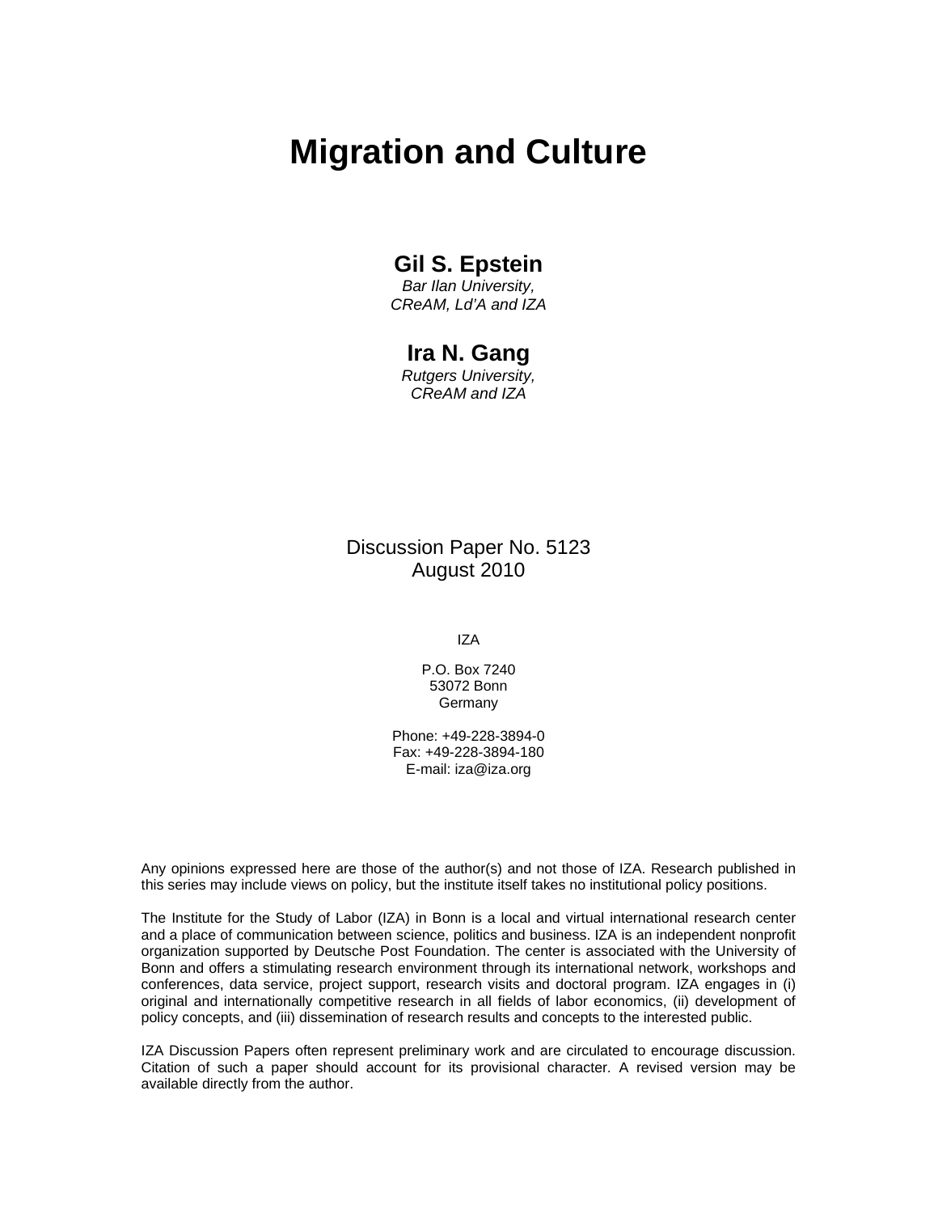# Migration and Culture

**Gil S. Epstein**

*Bar Ilan University, CReAM, Ld'A and IZA*

**Ira N. Gang**

*Rutgers University, CReAM and IZA*

Discussion Paper No. 5123
August 2010

IZA

P.O. Box 7240
53072 Bonn
Germany

Phone: +49-228-3894-0
Fax: +49-228-3894-180
E-mail: iza@iza.org

Any opinions expressed here are those of the author(s) and not those of IZA. Research published in this series may include views on policy, but the institute itself takes no institutional policy positions.

The Institute for the Study of Labor (IZA) in Bonn is a local and virtual international research center and a place of communication between science, politics and business. IZA is an independent nonprofit organization supported by Deutsche Post Foundation. The center is associated with the University of Bonn and offers a stimulating research environment through its international network, workshops and conferences, data service, project support, research visits and doctoral program. IZA engages in (i) original and internationally competitive research in all fields of labor economics, (ii) development of policy concepts, and (iii) dissemination of research results and concepts to the interested public.

IZA Discussion Papers often represent preliminary work and are circulated to encourage discussion. Citation of such a paper should account for its provisional character. A revised version may be available directly from the author.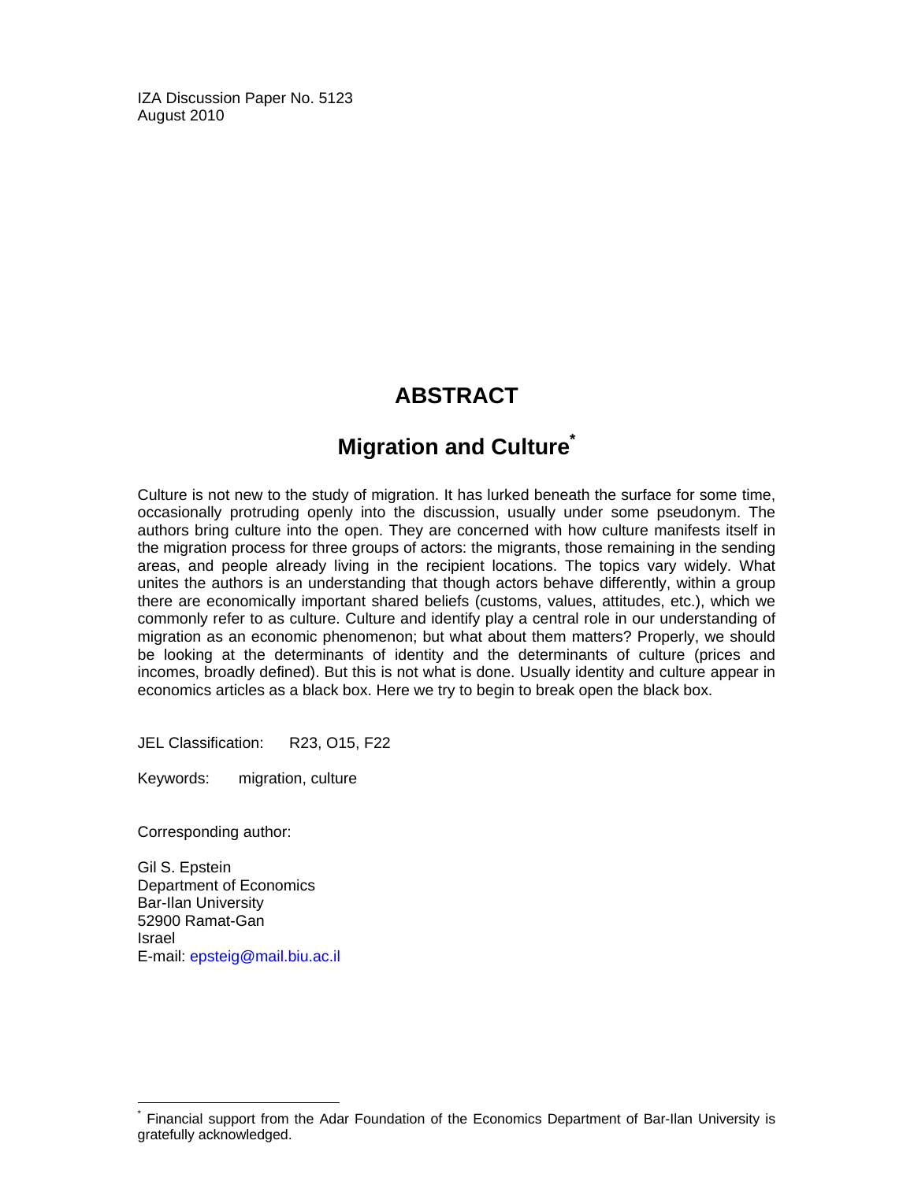IZA Discussion Paper No. 5123
August 2010

# ABSTRACT

## Migration and Culture[*]

Culture is not new to the study of migration. It has lurked beneath the surface for some time, occasionally protruding openly into the discussion, usually under some pseudonym. The authors bring culture into the open. They are concerned with how culture manifests itself in the migration process for three groups of actors: the migrants, those remaining in the sending areas, and people already living in the recipient locations. The topics vary widely. What unites the authors is an understanding that though actors behave differently, within a group there are economically important shared beliefs (customs, values, attitudes, etc.), which we commonly refer to as culture. Culture and identify play a central role in our understanding of migration as an economic phenomenon; but what about them matters? Properly, we should be looking at the determinants of identity and the determinants of culture (prices and incomes, broadly defined). But this is not what is done. Usually identity and culture appear in economics articles as a black box. Here we try to begin to break open the black box.

JEL Classification: R23, O15, F22

Keywords: migration, culture

Corresponding author:

Gil S. Epstein
Department of Economics
Bar-Ilan University
52900 Ramat-Gan
Israel
E-mail: epsteig@mail.biu.ac.il

[*] Financial support from the Adar Foundation of the Economics Department of Bar-Ilan University is gratefully acknowledged.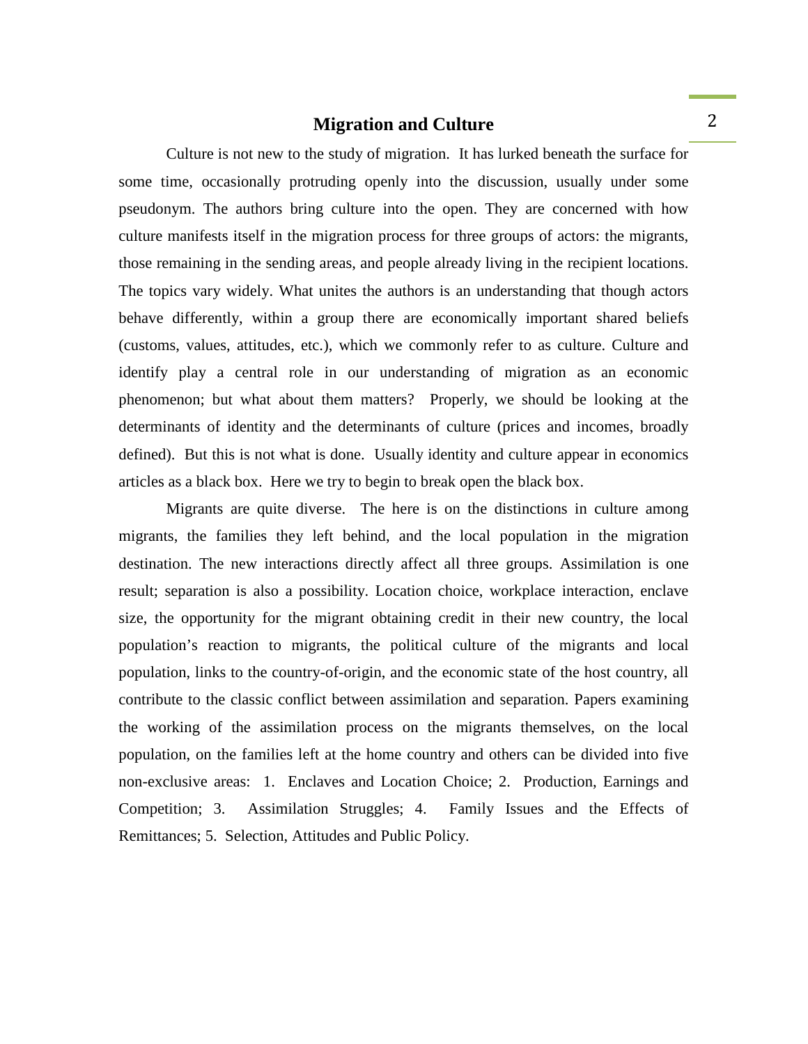# Migration and Culture

Culture is not new to the study of migration. It has lurked beneath the surface for some time, occasionally protruding openly into the discussion, usually under some pseudonym. The authors bring culture into the open. They are concerned with how culture manifests itself in the migration process for three groups of actors: the migrants, those remaining in the sending areas, and people already living in the recipient locations. The topics vary widely. What unites the authors is an understanding that though actors behave differently, within a group there are economically important shared beliefs (customs, values, attitudes, etc.), which we commonly refer to as culture. Culture and identify play a central role in our understanding of migration as an economic phenomenon; but what about them matters? Properly, we should be looking at the determinants of identity and the determinants of culture (prices and incomes, broadly defined). But this is not what is done. Usually identity and culture appear in economics articles as a black box. Here we try to begin to break open the black box.

Migrants are quite diverse. The here is on the distinctions in culture among migrants, the families they left behind, and the local population in the migration destination. The new interactions directly affect all three groups. Assimilation is one result; separation is also a possibility. Location choice, workplace interaction, enclave size, the opportunity for the migrant obtaining credit in their new country, the local population's reaction to migrants, the political culture of the migrants and local population, links to the country-of-origin, and the economic state of the host country, all contribute to the classic conflict between assimilation and separation. Papers examining the working of the assimilation process on the migrants themselves, on the local population, on the families left at the home country and others can be divided into five non-exclusive areas: 1. Enclaves and Location Choice; 2. Production, Earnings and Competition; 3. Assimilation Struggles; 4. Family Issues and the Effects of Remittances; 5. Selection, Attitudes and Public Policy.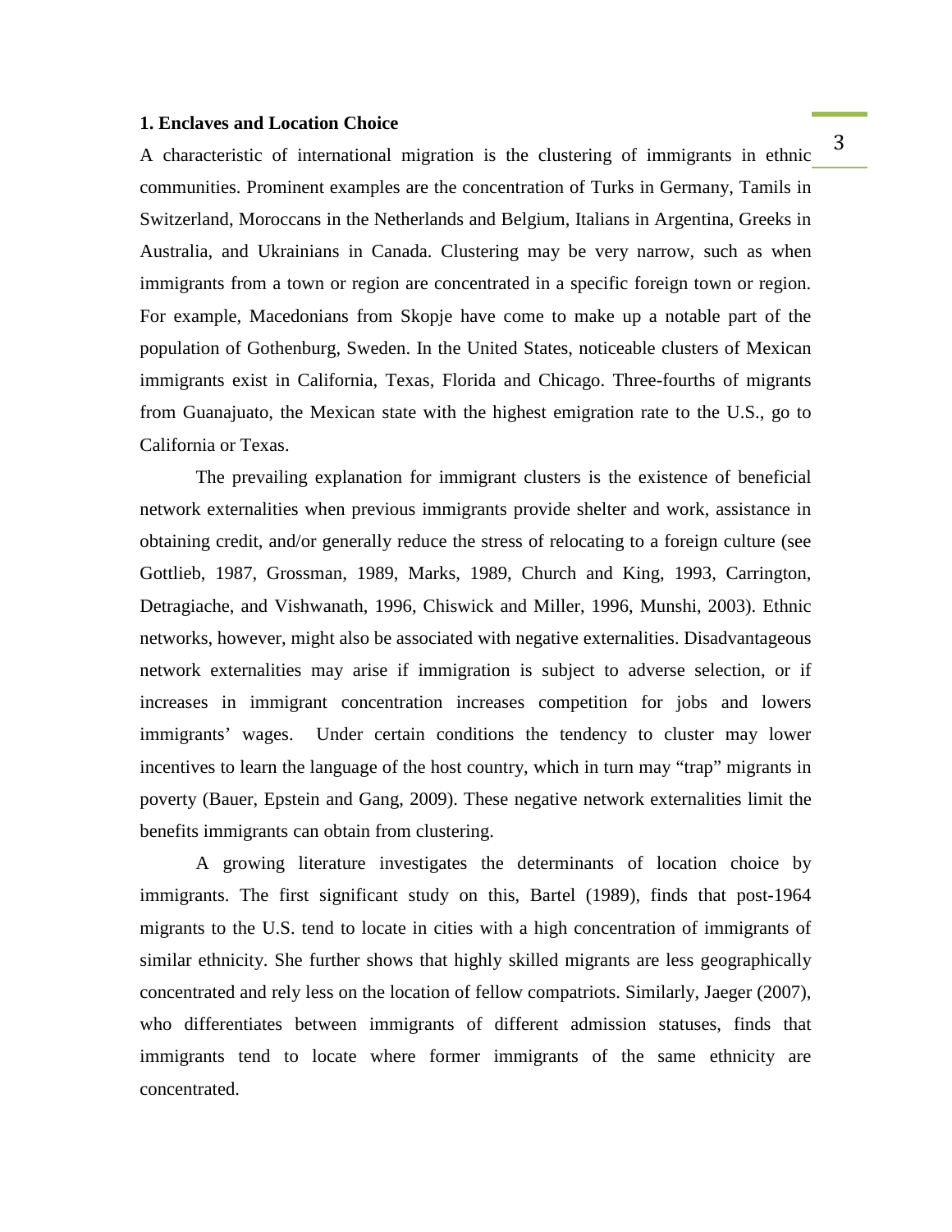## 1. Enclaves and Location Choice

A characteristic of international migration is the clustering of immigrants in ethnic communities. Prominent examples are the concentration of Turks in Germany, Tamils in Switzerland, Moroccans in the Netherlands and Belgium, Italians in Argentina, Greeks in Australia, and Ukrainians in Canada. Clustering may be very narrow, such as when immigrants from a town or region are concentrated in a specific foreign town or region. For example, Macedonians from Skopje have come to make up a notable part of the population of Gothenburg, Sweden. In the United States, noticeable clusters of Mexican immigrants exist in California, Texas, Florida and Chicago. Three-fourths of migrants from Guanajuato, the Mexican state with the highest emigration rate to the U.S., go to California or Texas.

The prevailing explanation for immigrant clusters is the existence of beneficial network externalities when previous immigrants provide shelter and work, assistance in obtaining credit, and/or generally reduce the stress of relocating to a foreign culture (see Gottlieb, 1987, Grossman, 1989, Marks, 1989, Church and King, 1993, Carrington, Detragiache, and Vishwanath, 1996, Chiswick and Miller, 1996, Munshi, 2003). Ethnic networks, however, might also be associated with negative externalities. Disadvantageous network externalities may arise if immigration is subject to adverse selection, or if increases in immigrant concentration increases competition for jobs and lowers immigrants' wages. Under certain conditions the tendency to cluster may lower incentives to learn the language of the host country, which in turn may "trap" migrants in poverty (Bauer, Epstein and Gang, 2009). These negative network externalities limit the benefits immigrants can obtain from clustering.

A growing literature investigates the determinants of location choice by immigrants. The first significant study on this, Bartel (1989), finds that post-1964 migrants to the U.S. tend to locate in cities with a high concentration of immigrants of similar ethnicity. She further shows that highly skilled migrants are less geographically concentrated and rely less on the location of fellow compatriots. Similarly, Jaeger (2007), who differentiates between immigrants of different admission statuses, finds that immigrants tend to locate where former immigrants of the same ethnicity are concentrated.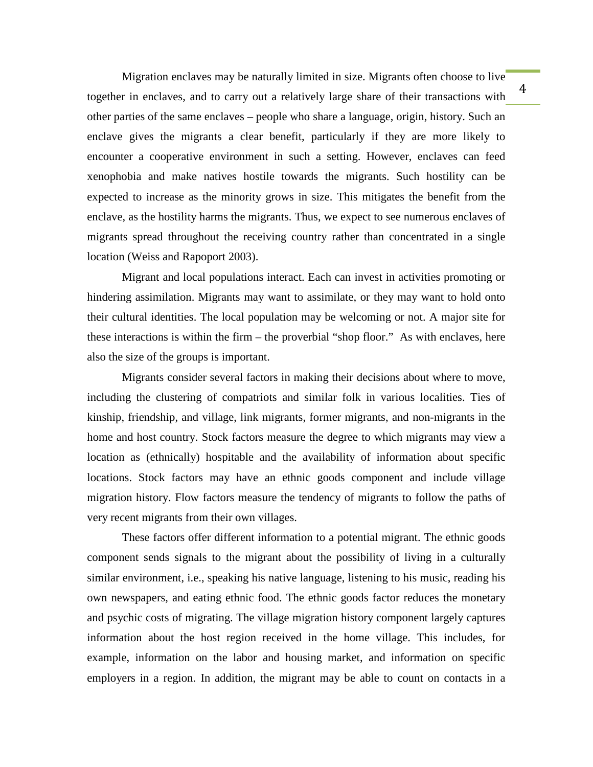Migration enclaves may be naturally limited in size. Migrants often choose to live together in enclaves, and to carry out a relatively large share of their transactions with other parties of the same enclaves – people who share a language, origin, history. Such an enclave gives the migrants a clear benefit, particularly if they are more likely to encounter a cooperative environment in such a setting. However, enclaves can feed xenophobia and make natives hostile towards the migrants. Such hostility can be expected to increase as the minority grows in size. This mitigates the benefit from the enclave, as the hostility harms the migrants. Thus, we expect to see numerous enclaves of migrants spread throughout the receiving country rather than concentrated in a single location (Weiss and Rapoport 2003).

Migrant and local populations interact. Each can invest in activities promoting or hindering assimilation. Migrants may want to assimilate, or they may want to hold onto their cultural identities. The local population may be welcoming or not. A major site for these interactions is within the firm – the proverbial "shop floor." As with enclaves, here also the size of the groups is important.

Migrants consider several factors in making their decisions about where to move, including the clustering of compatriots and similar folk in various localities. Ties of kinship, friendship, and village, link migrants, former migrants, and non-migrants in the home and host country. Stock factors measure the degree to which migrants may view a location as (ethnically) hospitable and the availability of information about specific locations. Stock factors may have an ethnic goods component and include village migration history. Flow factors measure the tendency of migrants to follow the paths of very recent migrants from their own villages.

These factors offer different information to a potential migrant. The ethnic goods component sends signals to the migrant about the possibility of living in a culturally similar environment, i.e., speaking his native language, listening to his music, reading his own newspapers, and eating ethnic food. The ethnic goods factor reduces the monetary and psychic costs of migrating. The village migration history component largely captures information about the host region received in the home village. This includes, for example, information on the labor and housing market, and information on specific employers in a region. In addition, the migrant may be able to count on contacts in a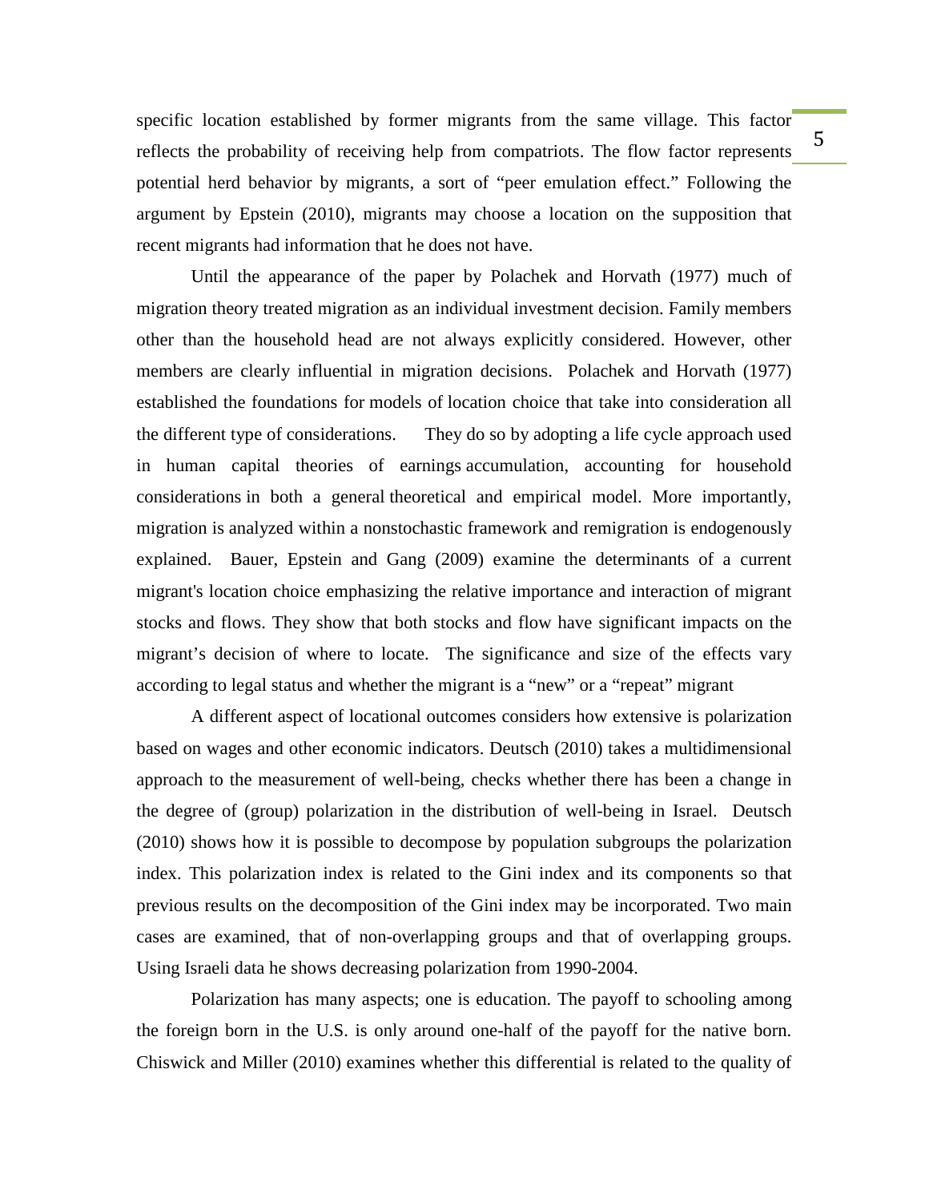specific location established by former migrants from the same village. This factor reflects the probability of receiving help from compatriots. The flow factor represents potential herd behavior by migrants, a sort of "peer emulation effect." Following the argument by Epstein (2010), migrants may choose a location on the supposition that recent migrants had information that he does not have.

Until the appearance of the paper by Polachek and Horvath (1977) much of migration theory treated migration as an individual investment decision. Family members other than the household head are not always explicitly considered. However, other members are clearly influential in migration decisions. Polachek and Horvath (1977) established the foundations for models of location choice that take into consideration all the different type of considerations. They do so by adopting a life cycle approach used in human capital theories of earnings accumulation, accounting for household considerations in both a general theoretical and empirical model. More importantly, migration is analyzed within a nonstochastic framework and remigration is endogenously explained. Bauer, Epstein and Gang (2009) examine the determinants of a current migrant's location choice emphasizing the relative importance and interaction of migrant stocks and flows. They show that both stocks and flow have significant impacts on the migrant's decision of where to locate. The significance and size of the effects vary according to legal status and whether the migrant is a "new" or a "repeat" migrant

A different aspect of locational outcomes considers how extensive is polarization based on wages and other economic indicators. Deutsch (2010) takes a multidimensional approach to the measurement of well-being, checks whether there has been a change in the degree of (group) polarization in the distribution of well-being in Israel. Deutsch (2010) shows how it is possible to decompose by population subgroups the polarization index. This polarization index is related to the Gini index and its components so that previous results on the decomposition of the Gini index may be incorporated. Two main cases are examined, that of non-overlapping groups and that of overlapping groups. Using Israeli data he shows decreasing polarization from 1990-2004.

Polarization has many aspects; one is education. The payoff to schooling among the foreign born in the U.S. is only around one-half of the payoff for the native born. Chiswick and Miller (2010) examines whether this differential is related to the quality of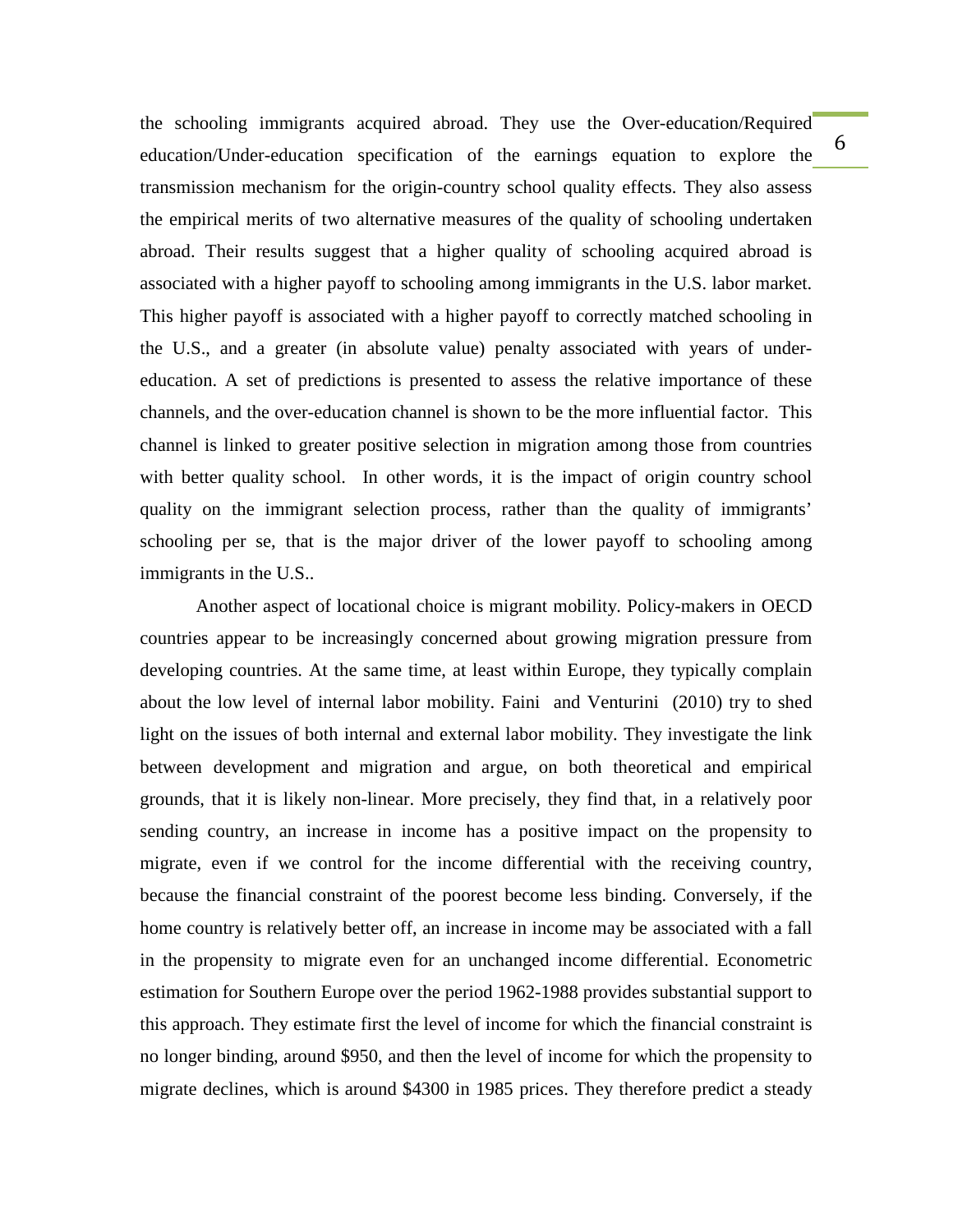the schooling immigrants acquired abroad. They use the Over-education/Required education/Under-education specification of the earnings equation to explore the transmission mechanism for the origin-country school quality effects. They also assess the empirical merits of two alternative measures of the quality of schooling undertaken abroad. Their results suggest that a higher quality of schooling acquired abroad is associated with a higher payoff to schooling among immigrants in the U.S. labor market. This higher payoff is associated with a higher payoff to correctly matched schooling in the U.S., and a greater (in absolute value) penalty associated with years of under-education. A set of predictions is presented to assess the relative importance of these channels, and the over-education channel is shown to be the more influential factor. This channel is linked to greater positive selection in migration among those from countries with better quality school. In other words, it is the impact of origin country school quality on the immigrant selection process, rather than the quality of immigrants' schooling per se, that is the major driver of the lower payoff to schooling among immigrants in the U.S..

Another aspect of locational choice is migrant mobility. Policy-makers in OECD countries appear to be increasingly concerned about growing migration pressure from developing countries. At the same time, at least within Europe, they typically complain about the low level of internal labor mobility. Faini and Venturini (2010) try to shed light on the issues of both internal and external labor mobility. They investigate the link between development and migration and argue, on both theoretical and empirical grounds, that it is likely non-linear. More precisely, they find that, in a relatively poor sending country, an increase in income has a positive impact on the propensity to migrate, even if we control for the income differential with the receiving country, because the financial constraint of the poorest become less binding. Conversely, if the home country is relatively better off, an increase in income may be associated with a fall in the propensity to migrate even for an unchanged income differential. Econometric estimation for Southern Europe over the period 1962-1988 provides substantial support to this approach. They estimate first the level of income for which the financial constraint is no longer binding, around $950, and then the level of income for which the propensity to migrate declines, which is around $4300 in 1985 prices. They therefore predict a steady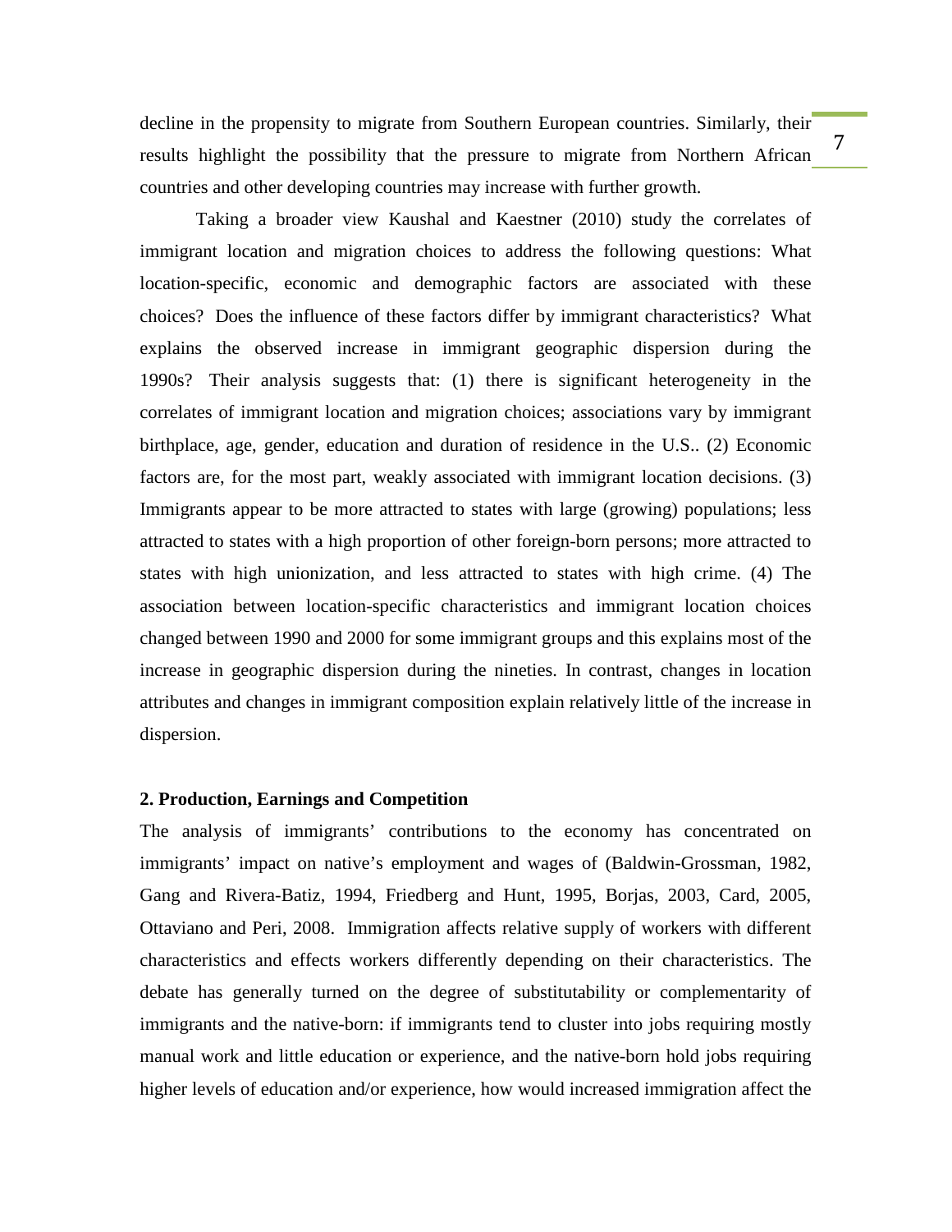decline in the propensity to migrate from Southern European countries. Similarly, their results highlight the possibility that the pressure to migrate from Northern African countries and other developing countries may increase with further growth.

Taking a broader view Kaushal and Kaestner (2010) study the correlates of immigrant location and migration choices to address the following questions: What location-specific, economic and demographic factors are associated with these choices? Does the influence of these factors differ by immigrant characteristics? What explains the observed increase in immigrant geographic dispersion during the 1990s? Their analysis suggests that: (1) there is significant heterogeneity in the correlates of immigrant location and migration choices; associations vary by immigrant birthplace, age, gender, education and duration of residence in the U.S.. (2) Economic factors are, for the most part, weakly associated with immigrant location decisions. (3) Immigrants appear to be more attracted to states with large (growing) populations; less attracted to states with a high proportion of other foreign-born persons; more attracted to states with high unionization, and less attracted to states with high crime. (4) The association between location-specific characteristics and immigrant location choices changed between 1990 and 2000 for some immigrant groups and this explains most of the increase in geographic dispersion during the nineties. In contrast, changes in location attributes and changes in immigrant composition explain relatively little of the increase in dispersion.

## 2. Production, Earnings and Competition

The analysis of immigrants' contributions to the economy has concentrated on immigrants' impact on native's employment and wages of (Baldwin-Grossman, 1982, Gang and Rivera-Batiz, 1994, Friedberg and Hunt, 1995, Borjas, 2003, Card, 2005, Ottaviano and Peri, 2008. Immigration affects relative supply of workers with different characteristics and effects workers differently depending on their characteristics. The debate has generally turned on the degree of substitutability or complementarity of immigrants and the native-born: if immigrants tend to cluster into jobs requiring mostly manual work and little education or experience, and the native-born hold jobs requiring higher levels of education and/or experience, how would increased immigration affect the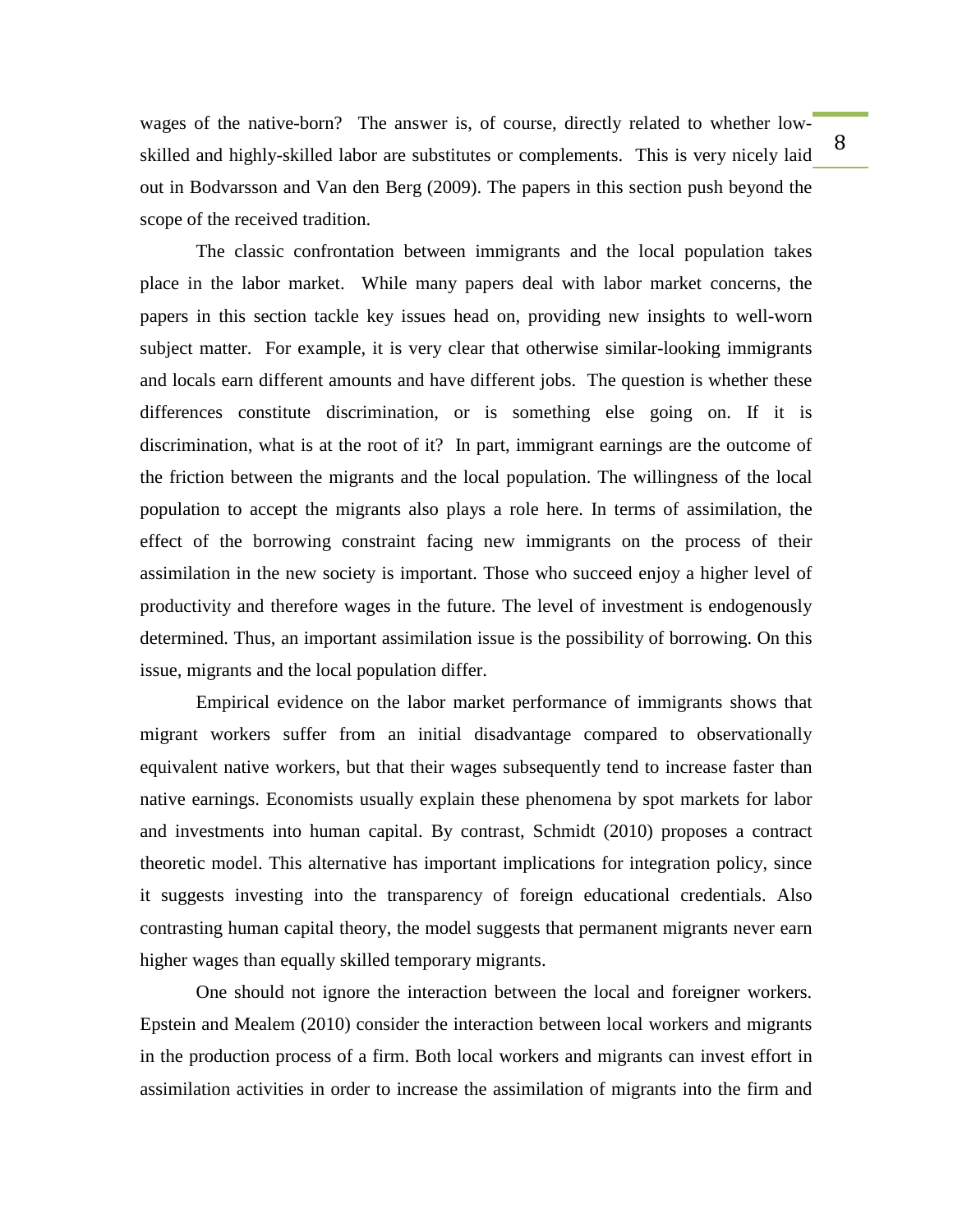wages of the native-born? The answer is, of course, directly related to whether low-skilled and highly-skilled labor are substitutes or complements. This is very nicely laid out in Bodvarsson and Van den Berg (2009). The papers in this section push beyond the scope of the received tradition.

The classic confrontation between immigrants and the local population takes place in the labor market. While many papers deal with labor market concerns, the papers in this section tackle key issues head on, providing new insights to well-worn subject matter. For example, it is very clear that otherwise similar-looking immigrants and locals earn different amounts and have different jobs. The question is whether these differences constitute discrimination, or is something else going on. If it is discrimination, what is at the root of it? In part, immigrant earnings are the outcome of the friction between the migrants and the local population. The willingness of the local population to accept the migrants also plays a role here. In terms of assimilation, the effect of the borrowing constraint facing new immigrants on the process of their assimilation in the new society is important. Those who succeed enjoy a higher level of productivity and therefore wages in the future. The level of investment is endogenously determined. Thus, an important assimilation issue is the possibility of borrowing. On this issue, migrants and the local population differ.

Empirical evidence on the labor market performance of immigrants shows that migrant workers suffer from an initial disadvantage compared to observationally equivalent native workers, but that their wages subsequently tend to increase faster than native earnings. Economists usually explain these phenomena by spot markets for labor and investments into human capital. By contrast, Schmidt (2010) proposes a contract theoretic model. This alternative has important implications for integration policy, since it suggests investing into the transparency of foreign educational credentials. Also contrasting human capital theory, the model suggests that permanent migrants never earn higher wages than equally skilled temporary migrants.

One should not ignore the interaction between the local and foreigner workers. Epstein and Mealem (2010) consider the interaction between local workers and migrants in the production process of a firm. Both local workers and migrants can invest effort in assimilation activities in order to increase the assimilation of migrants into the firm and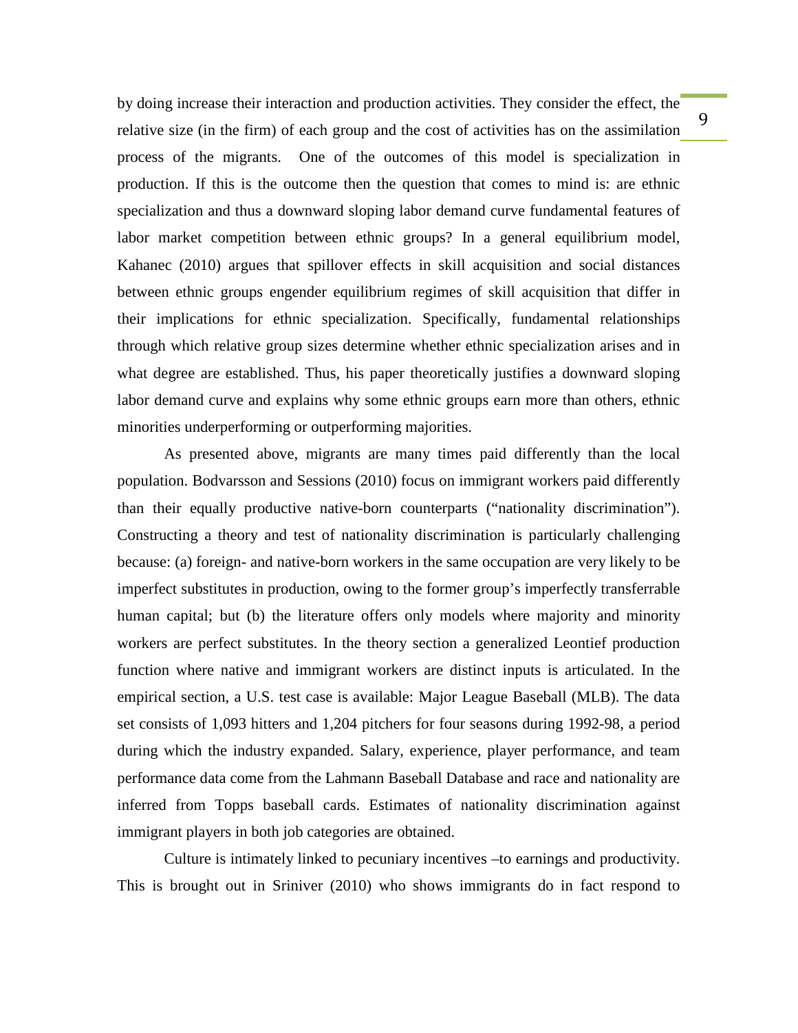by doing increase their interaction and production activities. They consider the effect, the relative size (in the firm) of each group and the cost of activities has on the assimilation process of the migrants. One of the outcomes of this model is specialization in production. If this is the outcome then the question that comes to mind is: are ethnic specialization and thus a downward sloping labor demand curve fundamental features of labor market competition between ethnic groups? In a general equilibrium model, Kahanec (2010) argues that spillover effects in skill acquisition and social distances between ethnic groups engender equilibrium regimes of skill acquisition that differ in their implications for ethnic specialization. Specifically, fundamental relationships through which relative group sizes determine whether ethnic specialization arises and in what degree are established. Thus, his paper theoretically justifies a downward sloping labor demand curve and explains why some ethnic groups earn more than others, ethnic minorities underperforming or outperforming majorities.

As presented above, migrants are many times paid differently than the local population. Bodvarsson and Sessions (2010) focus on immigrant workers paid differently than their equally productive native-born counterparts ("nationality discrimination"). Constructing a theory and test of nationality discrimination is particularly challenging because: (a) foreign- and native-born workers in the same occupation are very likely to be imperfect substitutes in production, owing to the former group's imperfectly transferrable human capital; but (b) the literature offers only models where majority and minority workers are perfect substitutes. In the theory section a generalized Leontief production function where native and immigrant workers are distinct inputs is articulated. In the empirical section, a U.S. test case is available: Major League Baseball (MLB). The data set consists of 1,093 hitters and 1,204 pitchers for four seasons during 1992-98, a period during which the industry expanded. Salary, experience, player performance, and team performance data come from the Lahmann Baseball Database and race and nationality are inferred from Topps baseball cards. Estimates of nationality discrimination against immigrant players in both job categories are obtained.

Culture is intimately linked to pecuniary incentives –to earnings and productivity. This is brought out in Sriniver (2010) who shows immigrants do in fact respond to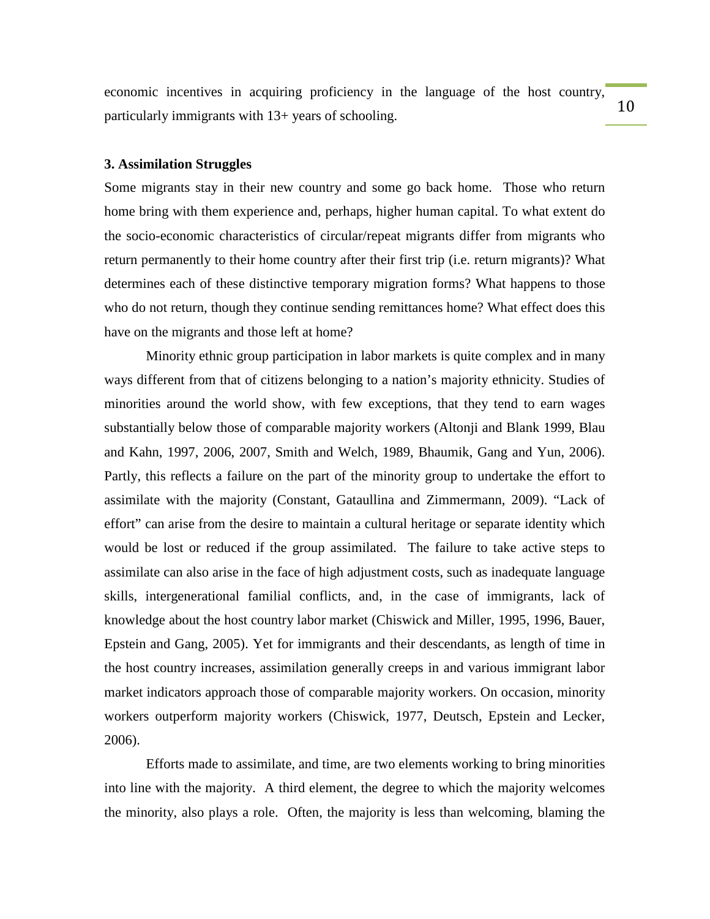economic incentives in acquiring proficiency in the language of the host country, particularly immigrants with 13+ years of schooling.

### 3. Assimilation Struggles

Some migrants stay in their new country and some go back home. Those who return home bring with them experience and, perhaps, higher human capital. To what extent do the socio-economic characteristics of circular/repeat migrants differ from migrants who return permanently to their home country after their first trip (i.e. return migrants)? What determines each of these distinctive temporary migration forms? What happens to those who do not return, though they continue sending remittances home? What effect does this have on the migrants and those left at home?

Minority ethnic group participation in labor markets is quite complex and in many ways different from that of citizens belonging to a nation's majority ethnicity. Studies of minorities around the world show, with few exceptions, that they tend to earn wages substantially below those of comparable majority workers (Altonji and Blank 1999, Blau and Kahn, 1997, 2006, 2007, Smith and Welch, 1989, Bhaumik, Gang and Yun, 2006). Partly, this reflects a failure on the part of the minority group to undertake the effort to assimilate with the majority (Constant, Gataullina and Zimmermann, 2009). "Lack of effort" can arise from the desire to maintain a cultural heritage or separate identity which would be lost or reduced if the group assimilated. The failure to take active steps to assimilate can also arise in the face of high adjustment costs, such as inadequate language skills, intergenerational familial conflicts, and, in the case of immigrants, lack of knowledge about the host country labor market (Chiswick and Miller, 1995, 1996, Bauer, Epstein and Gang, 2005). Yet for immigrants and their descendants, as length of time in the host country increases, assimilation generally creeps in and various immigrant labor market indicators approach those of comparable majority workers. On occasion, minority workers outperform majority workers (Chiswick, 1977, Deutsch, Epstein and Lecker, 2006).

Efforts made to assimilate, and time, are two elements working to bring minorities into line with the majority. A third element, the degree to which the majority welcomes the minority, also plays a role. Often, the majority is less than welcoming, blaming the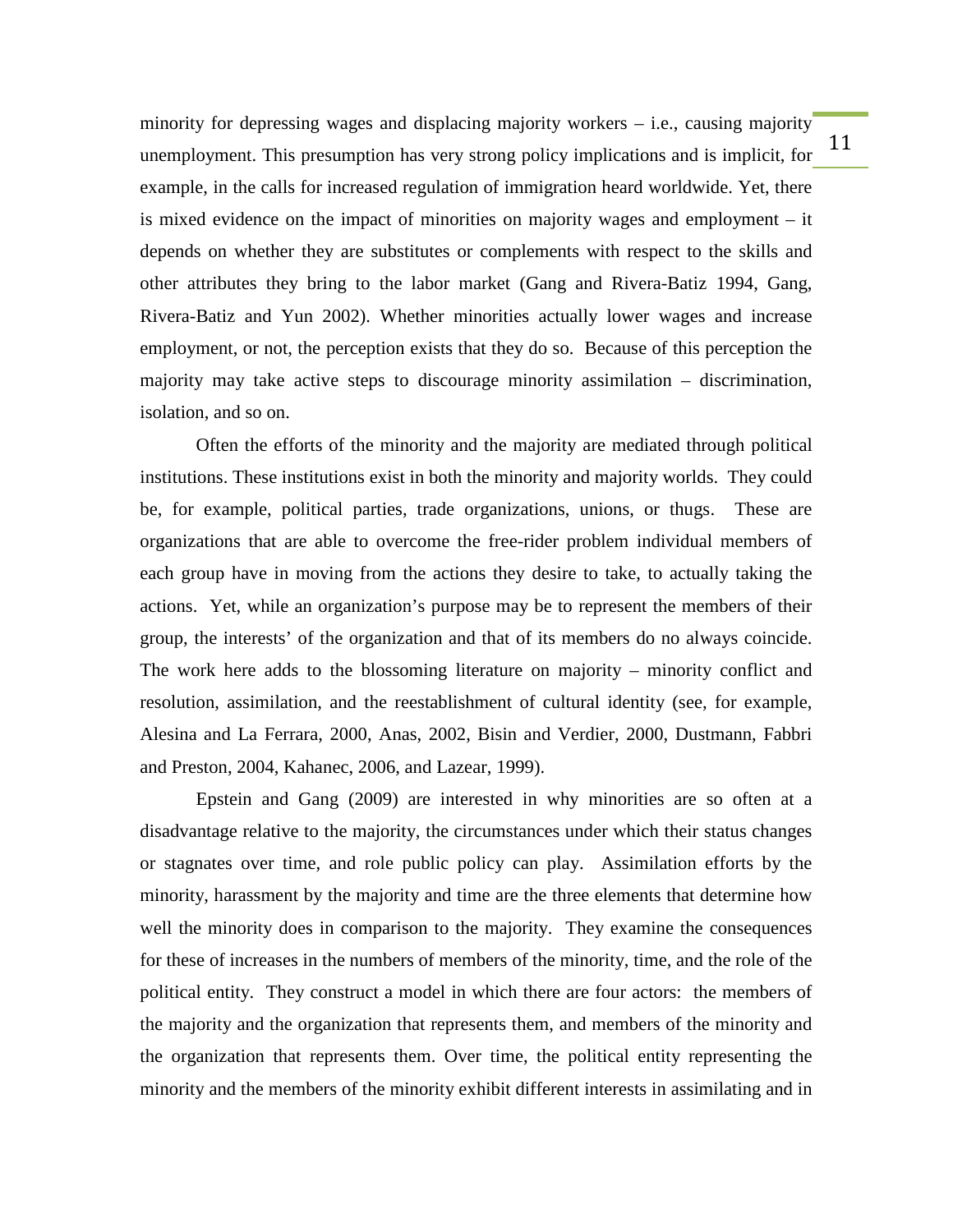minority for depressing wages and displacing majority workers – i.e., causing majority unemployment. This presumption has very strong policy implications and is implicit, for example, in the calls for increased regulation of immigration heard worldwide. Yet, there is mixed evidence on the impact of minorities on majority wages and employment – it depends on whether they are substitutes or complements with respect to the skills and other attributes they bring to the labor market (Gang and Rivera-Batiz 1994, Gang, Rivera-Batiz and Yun 2002). Whether minorities actually lower wages and increase employment, or not, the perception exists that they do so. Because of this perception the majority may take active steps to discourage minority assimilation – discrimination, isolation, and so on.

Often the efforts of the minority and the majority are mediated through political institutions. These institutions exist in both the minority and majority worlds. They could be, for example, political parties, trade organizations, unions, or thugs. These are organizations that are able to overcome the free-rider problem individual members of each group have in moving from the actions they desire to take, to actually taking the actions. Yet, while an organization's purpose may be to represent the members of their group, the interests' of the organization and that of its members do no always coincide. The work here adds to the blossoming literature on majority – minority conflict and resolution, assimilation, and the reestablishment of cultural identity (see, for example, Alesina and La Ferrara, 2000, Anas, 2002, Bisin and Verdier, 2000, Dustmann, Fabbri and Preston, 2004, Kahanec, 2006, and Lazear, 1999).

Epstein and Gang (2009) are interested in why minorities are so often at a disadvantage relative to the majority, the circumstances under which their status changes or stagnates over time, and role public policy can play. Assimilation efforts by the minority, harassment by the majority and time are the three elements that determine how well the minority does in comparison to the majority. They examine the consequences for these of increases in the numbers of members of the minority, time, and the role of the political entity. They construct a model in which there are four actors: the members of the majority and the organization that represents them, and members of the minority and the organization that represents them. Over time, the political entity representing the minority and the members of the minority exhibit different interests in assimilating and in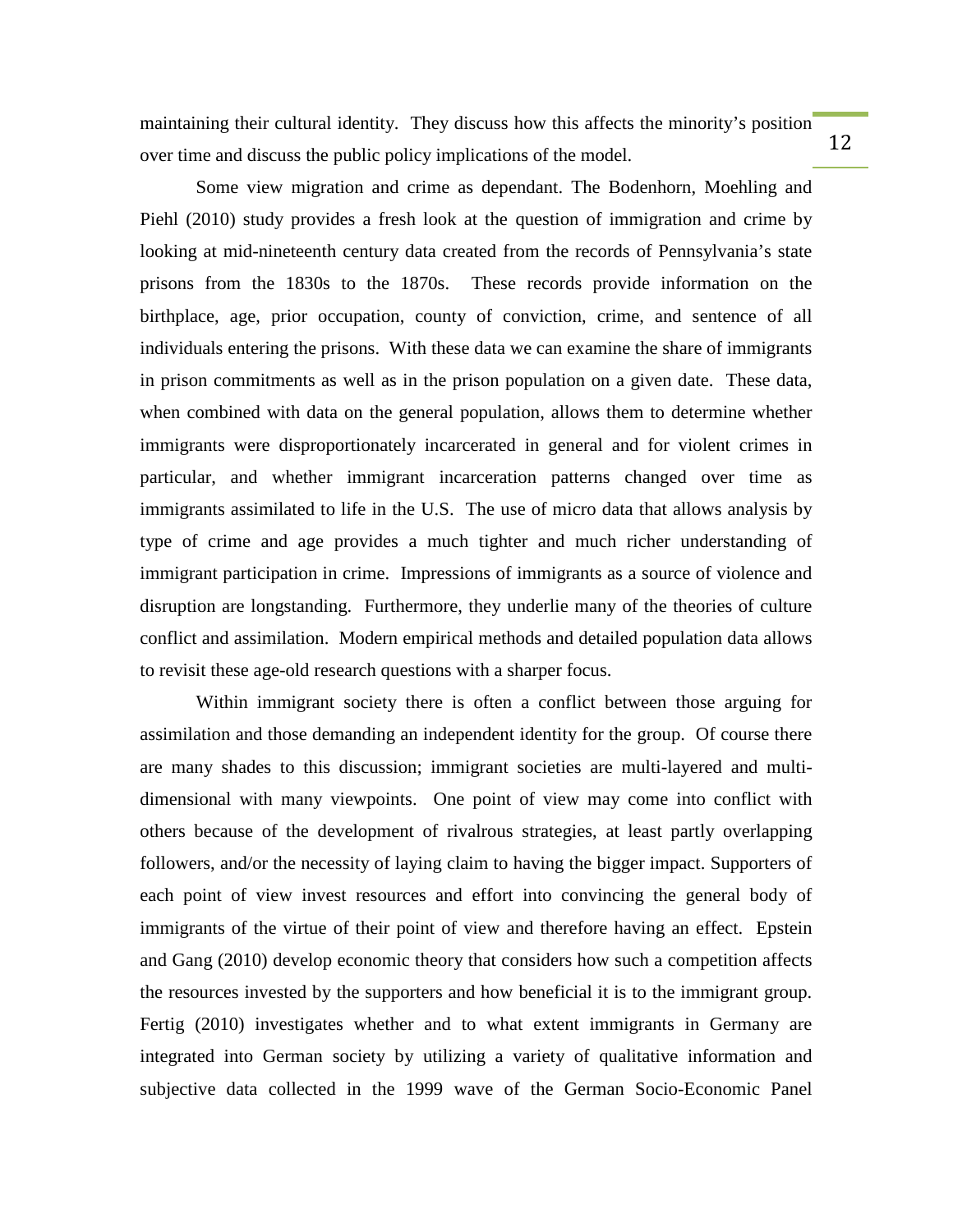maintaining their cultural identity. They discuss how this affects the minority's position over time and discuss the public policy implications of the model.

Some view migration and crime as dependant. The Bodenhorn, Moehling and Piehl (2010) study provides a fresh look at the question of immigration and crime by looking at mid-nineteenth century data created from the records of Pennsylvania's state prisons from the 1830s to the 1870s. These records provide information on the birthplace, age, prior occupation, county of conviction, crime, and sentence of all individuals entering the prisons. With these data we can examine the share of immigrants in prison commitments as well as in the prison population on a given date. These data, when combined with data on the general population, allows them to determine whether immigrants were disproportionately incarcerated in general and for violent crimes in particular, and whether immigrant incarceration patterns changed over time as immigrants assimilated to life in the U.S. The use of micro data that allows analysis by type of crime and age provides a much tighter and much richer understanding of immigrant participation in crime. Impressions of immigrants as a source of violence and disruption are longstanding. Furthermore, they underlie many of the theories of culture conflict and assimilation. Modern empirical methods and detailed population data allows to revisit these age-old research questions with a sharper focus.

Within immigrant society there is often a conflict between those arguing for assimilation and those demanding an independent identity for the group. Of course there are many shades to this discussion; immigrant societies are multi-layered and multi-dimensional with many viewpoints. One point of view may come into conflict with others because of the development of rivalrous strategies, at least partly overlapping followers, and/or the necessity of laying claim to having the bigger impact. Supporters of each point of view invest resources and effort into convincing the general body of immigrants of the virtue of their point of view and therefore having an effect. Epstein and Gang (2010) develop economic theory that considers how such a competition affects the resources invested by the supporters and how beneficial it is to the immigrant group. Fertig (2010) investigates whether and to what extent immigrants in Germany are integrated into German society by utilizing a variety of qualitative information and subjective data collected in the 1999 wave of the German Socio-Economic Panel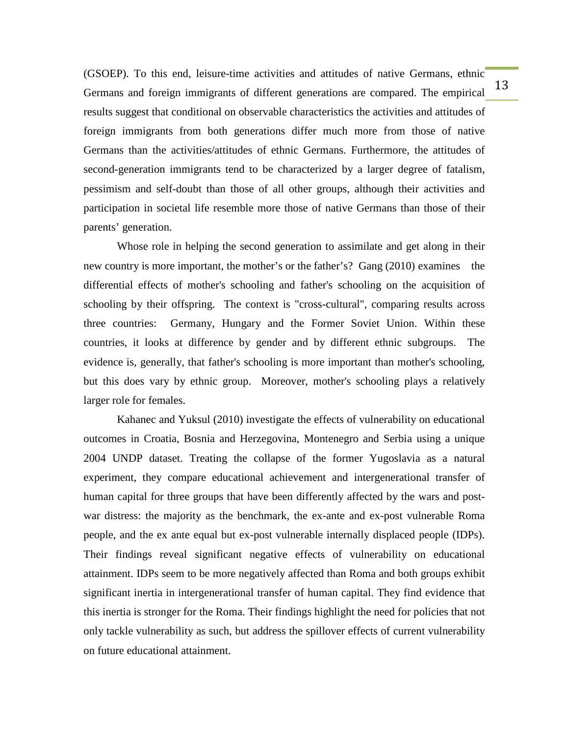(GSOEP). To this end, leisure-time activities and attitudes of native Germans, ethnic Germans and foreign immigrants of different generations are compared. The empirical results suggest that conditional on observable characteristics the activities and attitudes of foreign immigrants from both generations differ much more from those of native Germans than the activities/attitudes of ethnic Germans. Furthermore, the attitudes of second-generation immigrants tend to be characterized by a larger degree of fatalism, pessimism and self-doubt than those of all other groups, although their activities and participation in societal life resemble more those of native Germans than those of their parents' generation.

Whose role in helping the second generation to assimilate and get along in their new country is more important, the mother's or the father's? Gang (2010) examines the differential effects of mother's schooling and father's schooling on the acquisition of schooling by their offspring. The context is "cross-cultural", comparing results across three countries: Germany, Hungary and the Former Soviet Union. Within these countries, it looks at difference by gender and by different ethnic subgroups. The evidence is, generally, that father's schooling is more important than mother's schooling, but this does vary by ethnic group. Moreover, mother's schooling plays a relatively larger role for females.

Kahanec and Yuksul (2010) investigate the effects of vulnerability on educational outcomes in Croatia, Bosnia and Herzegovina, Montenegro and Serbia using a unique 2004 UNDP dataset. Treating the collapse of the former Yugoslavia as a natural experiment, they compare educational achievement and intergenerational transfer of human capital for three groups that have been differently affected by the wars and post-war distress: the majority as the benchmark, the ex-ante and ex-post vulnerable Roma people, and the ex ante equal but ex-post vulnerable internally displaced people (IDPs). Their findings reveal significant negative effects of vulnerability on educational attainment. IDPs seem to be more negatively affected than Roma and both groups exhibit significant inertia in intergenerational transfer of human capital. They find evidence that this inertia is stronger for the Roma. Their findings highlight the need for policies that not only tackle vulnerability as such, but address the spillover effects of current vulnerability on future educational attainment.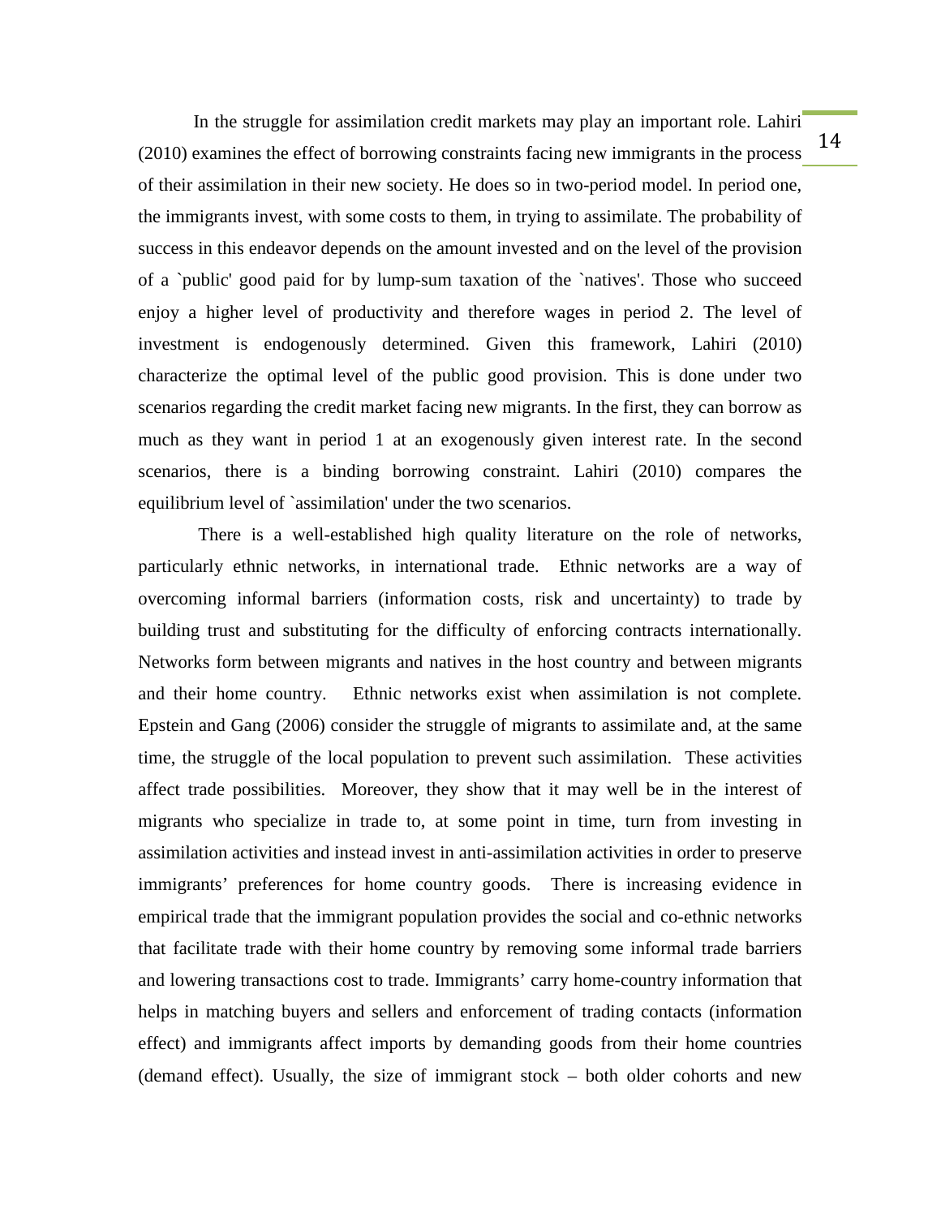In the struggle for assimilation credit markets may play an important role. Lahiri (2010) examines the effect of borrowing constraints facing new immigrants in the process of their assimilation in their new society. He does so in two-period model. In period one, the immigrants invest, with some costs to them, in trying to assimilate. The probability of success in this endeavor depends on the amount invested and on the level of the provision of a `public' good paid for by lump-sum taxation of the `natives'. Those who succeed enjoy a higher level of productivity and therefore wages in period 2. The level of investment is endogenously determined. Given this framework, Lahiri (2010) characterize the optimal level of the public good provision. This is done under two scenarios regarding the credit market facing new migrants. In the first, they can borrow as much as they want in period 1 at an exogenously given interest rate. In the second scenarios, there is a binding borrowing constraint. Lahiri (2010) compares the equilibrium level of `assimilation' under the two scenarios.

There is a well-established high quality literature on the role of networks, particularly ethnic networks, in international trade. Ethnic networks are a way of overcoming informal barriers (information costs, risk and uncertainty) to trade by building trust and substituting for the difficulty of enforcing contracts internationally. Networks form between migrants and natives in the host country and between migrants and their home country. Ethnic networks exist when assimilation is not complete. Epstein and Gang (2006) consider the struggle of migrants to assimilate and, at the same time, the struggle of the local population to prevent such assimilation. These activities affect trade possibilities. Moreover, they show that it may well be in the interest of migrants who specialize in trade to, at some point in time, turn from investing in assimilation activities and instead invest in anti-assimilation activities in order to preserve immigrants' preferences for home country goods. There is increasing evidence in empirical trade that the immigrant population provides the social and co-ethnic networks that facilitate trade with their home country by removing some informal trade barriers and lowering transactions cost to trade. Immigrants' carry home-country information that helps in matching buyers and sellers and enforcement of trading contacts (information effect) and immigrants affect imports by demanding goods from their home countries (demand effect). Usually, the size of immigrant stock – both older cohorts and new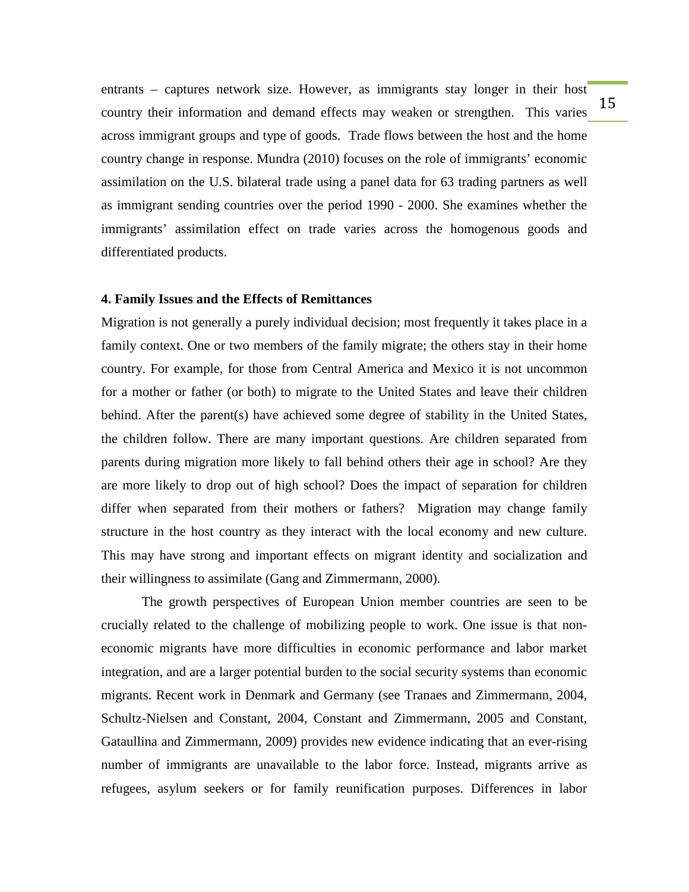entrants – captures network size. However, as immigrants stay longer in their host country their information and demand effects may weaken or strengthen. This varies across immigrant groups and type of goods. Trade flows between the host and the home country change in response. Mundra (2010) focuses on the role of immigrants' economic assimilation on the U.S. bilateral trade using a panel data for 63 trading partners as well as immigrant sending countries over the period 1990 - 2000. She examines whether the immigrants' assimilation effect on trade varies across the homogenous goods and differentiated products.

**4. Family Issues and the Effects of Remittances**

Migration is not generally a purely individual decision; most frequently it takes place in a family context. One or two members of the family migrate; the others stay in their home country. For example, for those from Central America and Mexico it is not uncommon for a mother or father (or both) to migrate to the United States and leave their children behind. After the parent(s) have achieved some degree of stability in the United States, the children follow. There are many important questions. Are children separated from parents during migration more likely to fall behind others their age in school? Are they are more likely to drop out of high school? Does the impact of separation for children differ when separated from their mothers or fathers? Migration may change family structure in the host country as they interact with the local economy and new culture. This may have strong and important effects on migrant identity and socialization and their willingness to assimilate (Gang and Zimmermann, 2000).

The growth perspectives of European Union member countries are seen to be crucially related to the challenge of mobilizing people to work. One issue is that non-economic migrants have more difficulties in economic performance and labor market integration, and are a larger potential burden to the social security systems than economic migrants. Recent work in Denmark and Germany (see Tranaes and Zimmermann, 2004, Schultz-Nielsen and Constant, 2004, Constant and Zimmermann, 2005 and Constant, Gataullina and Zimmermann, 2009) provides new evidence indicating that an ever-rising number of immigrants are unavailable to the labor force. Instead, migrants arrive as refugees, asylum seekers or for family reunification purposes. Differences in labor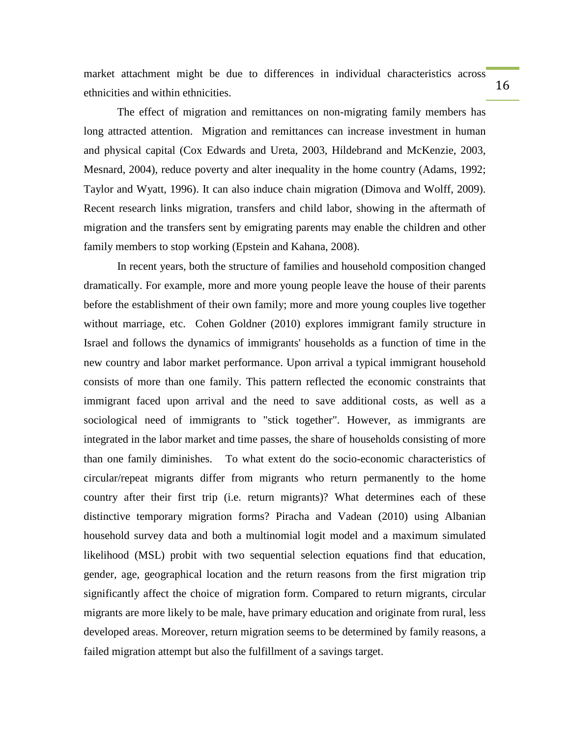market attachment might be due to differences in individual characteristics across ethnicities and within ethnicities.

The effect of migration and remittances on non-migrating family members has long attracted attention. Migration and remittances can increase investment in human and physical capital (Cox Edwards and Ureta, 2003, Hildebrand and McKenzie, 2003, Mesnard, 2004), reduce poverty and alter inequality in the home country (Adams, 1992; Taylor and Wyatt, 1996). It can also induce chain migration (Dimova and Wolff, 2009). Recent research links migration, transfers and child labor, showing in the aftermath of migration and the transfers sent by emigrating parents may enable the children and other family members to stop working (Epstein and Kahana, 2008).

In recent years, both the structure of families and household composition changed dramatically. For example, more and more young people leave the house of their parents before the establishment of their own family; more and more young couples live together without marriage, etc. Cohen Goldner (2010) explores immigrant family structure in Israel and follows the dynamics of immigrants' households as a function of time in the new country and labor market performance. Upon arrival a typical immigrant household consists of more than one family. This pattern reflected the economic constraints that immigrant faced upon arrival and the need to save additional costs, as well as a sociological need of immigrants to "stick together". However, as immigrants are integrated in the labor market and time passes, the share of households consisting of more than one family diminishes. To what extent do the socio-economic characteristics of circular/repeat migrants differ from migrants who return permanently to the home country after their first trip (i.e. return migrants)? What determines each of these distinctive temporary migration forms? Piracha and Vadean (2010) using Albanian household survey data and both a multinomial logit model and a maximum simulated likelihood (MSL) probit with two sequential selection equations find that education, gender, age, geographical location and the return reasons from the first migration trip significantly affect the choice of migration form. Compared to return migrants, circular migrants are more likely to be male, have primary education and originate from rural, less developed areas. Moreover, return migration seems to be determined by family reasons, a failed migration attempt but also the fulfillment of a savings target.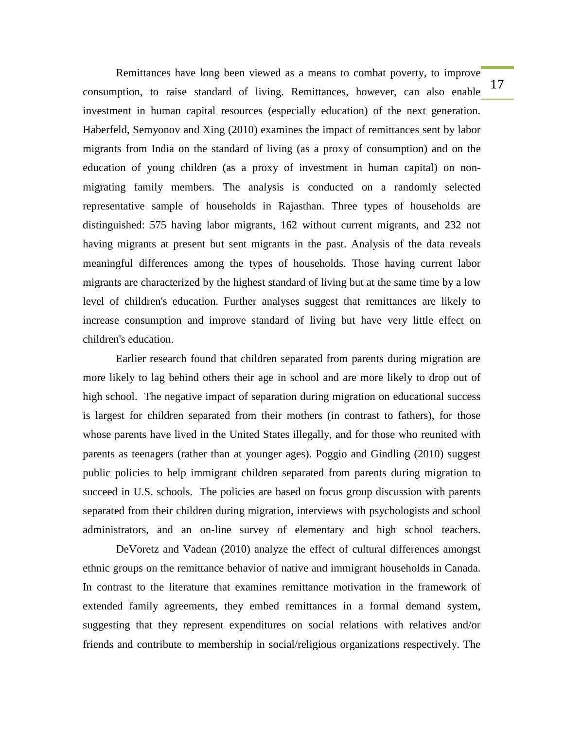Remittances have long been viewed as a means to combat poverty, to improve consumption, to raise standard of living. Remittances, however, can also enable investment in human capital resources (especially education) of the next generation. Haberfeld, Semyonov and Xing (2010) examines the impact of remittances sent by labor migrants from India on the standard of living (as a proxy of consumption) and on the education of young children (as a proxy of investment in human capital) on non-migrating family members. The analysis is conducted on a randomly selected representative sample of households in Rajasthan. Three types of households are distinguished: 575 having labor migrants, 162 without current migrants, and 232 not having migrants at present but sent migrants in the past. Analysis of the data reveals meaningful differences among the types of households. Those having current labor migrants are characterized by the highest standard of living but at the same time by a low level of children's education. Further analyses suggest that remittances are likely to increase consumption and improve standard of living but have very little effect on children's education.

Earlier research found that children separated from parents during migration are more likely to lag behind others their age in school and are more likely to drop out of high school. The negative impact of separation during migration on educational success is largest for children separated from their mothers (in contrast to fathers), for those whose parents have lived in the United States illegally, and for those who reunited with parents as teenagers (rather than at younger ages). Poggio and Gindling (2010) suggest public policies to help immigrant children separated from parents during migration to succeed in U.S. schools. The policies are based on focus group discussion with parents separated from their children during migration, interviews with psychologists and school administrators, and an on-line survey of elementary and high school teachers.

DeVoretz and Vadean (2010) analyze the effect of cultural differences amongst ethnic groups on the remittance behavior of native and immigrant households in Canada. In contrast to the literature that examines remittance motivation in the framework of extended family agreements, they embed remittances in a formal demand system, suggesting that they represent expenditures on social relations with relatives and/or friends and contribute to membership in social/religious organizations respectively. The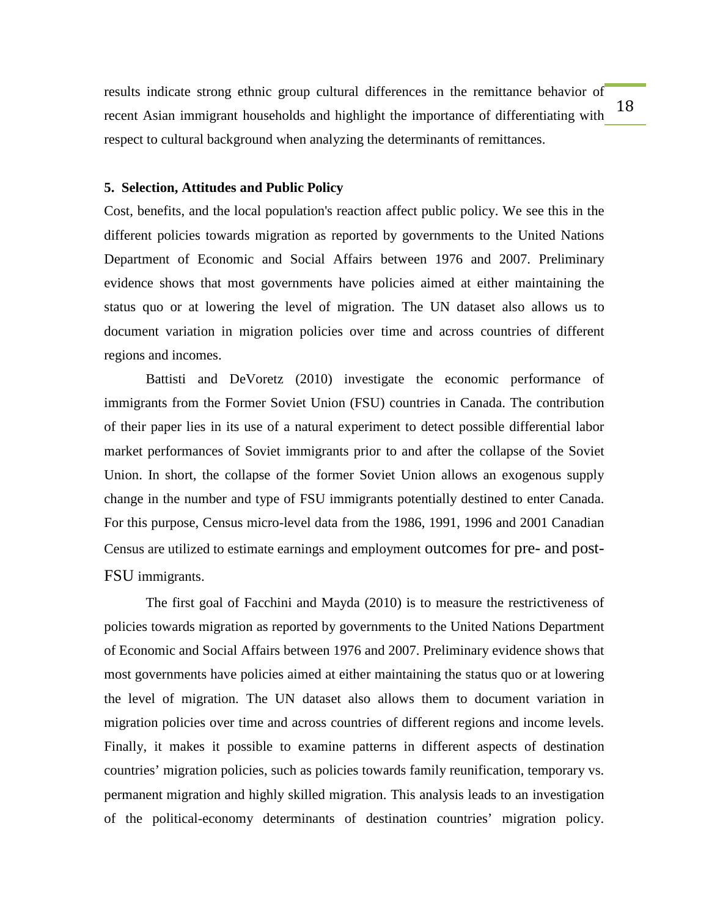results indicate strong ethnic group cultural differences in the remittance behavior of recent Asian immigrant households and highlight the importance of differentiating with respect to cultural background when analyzing the determinants of remittances.

**5. Selection, Attitudes and Public Policy**

Cost, benefits, and the local population's reaction affect public policy. We see this in the different policies towards migration as reported by governments to the United Nations Department of Economic and Social Affairs between 1976 and 2007. Preliminary evidence shows that most governments have policies aimed at either maintaining the status quo or at lowering the level of migration. The UN dataset also allows us to document variation in migration policies over time and across countries of different regions and incomes.

Battisti and DeVoretz (2010) investigate the economic performance of immigrants from the Former Soviet Union (FSU) countries in Canada. The contribution of their paper lies in its use of a natural experiment to detect possible differential labor market performances of Soviet immigrants prior to and after the collapse of the Soviet Union. In short, the collapse of the former Soviet Union allows an exogenous supply change in the number and type of FSU immigrants potentially destined to enter Canada. For this purpose, Census micro-level data from the 1986, 1991, 1996 and 2001 Canadian Census are utilized to estimate earnings and employment outcomes for pre- and post-FSU immigrants.

The first goal of Facchini and Mayda (2010) is to measure the restrictiveness of policies towards migration as reported by governments to the United Nations Department of Economic and Social Affairs between 1976 and 2007. Preliminary evidence shows that most governments have policies aimed at either maintaining the status quo or at lowering the level of migration. The UN dataset also allows them to document variation in migration policies over time and across countries of different regions and income levels. Finally, it makes it possible to examine patterns in different aspects of destination countries' migration policies, such as policies towards family reunification, temporary vs. permanent migration and highly skilled migration. This analysis leads to an investigation of the political-economy determinants of destination countries' migration policy.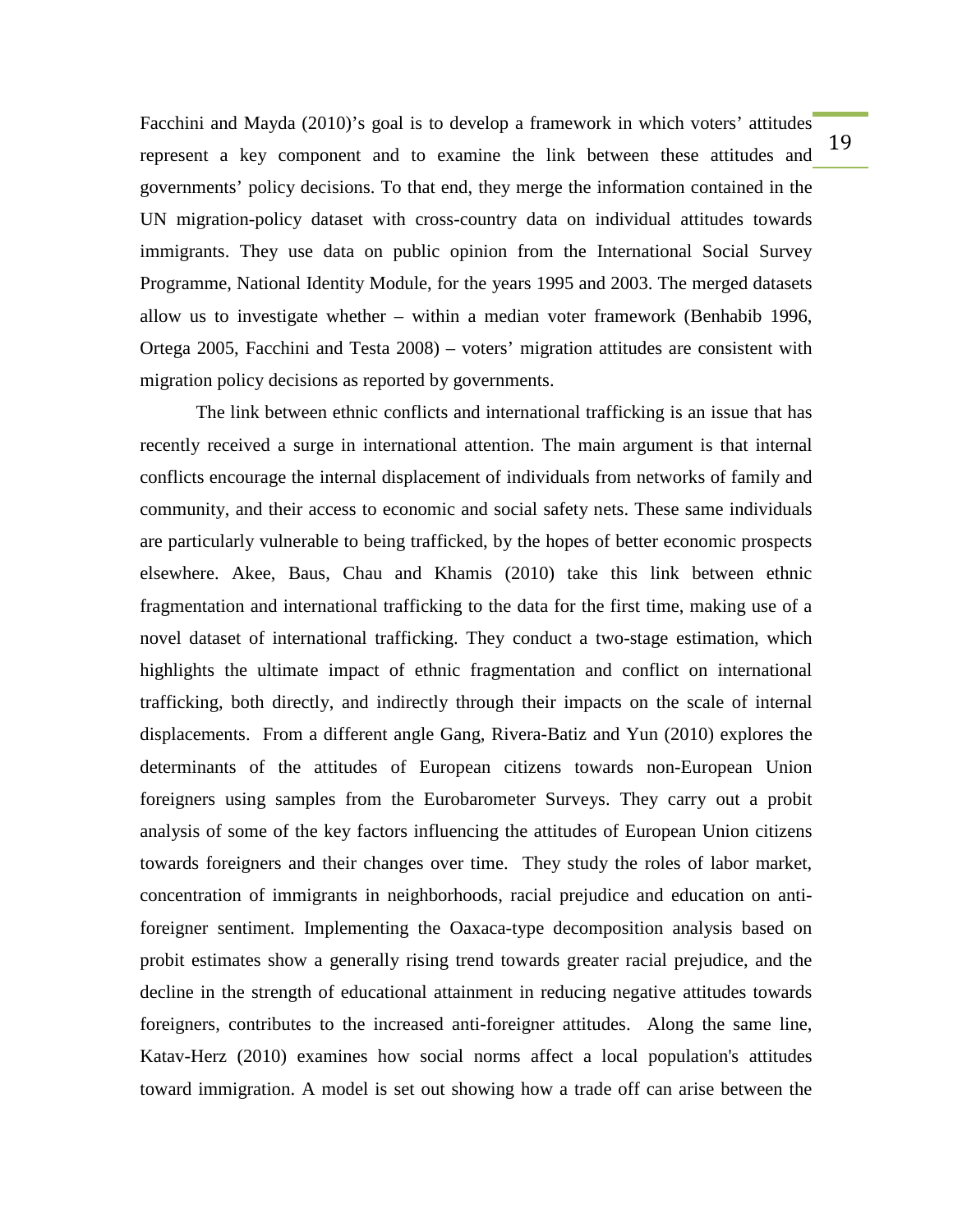Facchini and Mayda (2010)'s goal is to develop a framework in which voters' attitudes represent a key component and to examine the link between these attitudes and governments' policy decisions. To that end, they merge the information contained in the UN migration-policy dataset with cross-country data on individual attitudes towards immigrants. They use data on public opinion from the International Social Survey Programme, National Identity Module, for the years 1995 and 2003. The merged datasets allow us to investigate whether – within a median voter framework (Benhabib 1996, Ortega 2005, Facchini and Testa 2008) – voters' migration attitudes are consistent with migration policy decisions as reported by governments.

The link between ethnic conflicts and international trafficking is an issue that has recently received a surge in international attention. The main argument is that internal conflicts encourage the internal displacement of individuals from networks of family and community, and their access to economic and social safety nets. These same individuals are particularly vulnerable to being trafficked, by the hopes of better economic prospects elsewhere. Akee, Baus, Chau and Khamis (2010) take this link between ethnic fragmentation and international trafficking to the data for the first time, making use of a novel dataset of international trafficking. They conduct a two-stage estimation, which highlights the ultimate impact of ethnic fragmentation and conflict on international trafficking, both directly, and indirectly through their impacts on the scale of internal displacements. From a different angle Gang, Rivera-Batiz and Yun (2010) explores the determinants of the attitudes of European citizens towards non-European Union foreigners using samples from the Eurobarometer Surveys. They carry out a probit analysis of some of the key factors influencing the attitudes of European Union citizens towards foreigners and their changes over time. They study the roles of labor market, concentration of immigrants in neighborhoods, racial prejudice and education on anti-foreigner sentiment. Implementing the Oaxaca-type decomposition analysis based on probit estimates show a generally rising trend towards greater racial prejudice, and the decline in the strength of educational attainment in reducing negative attitudes towards foreigners, contributes to the increased anti-foreigner attitudes. Along the same line, Katav-Herz (2010) examines how social norms affect a local population's attitudes toward immigration. A model is set out showing how a trade off can arise between the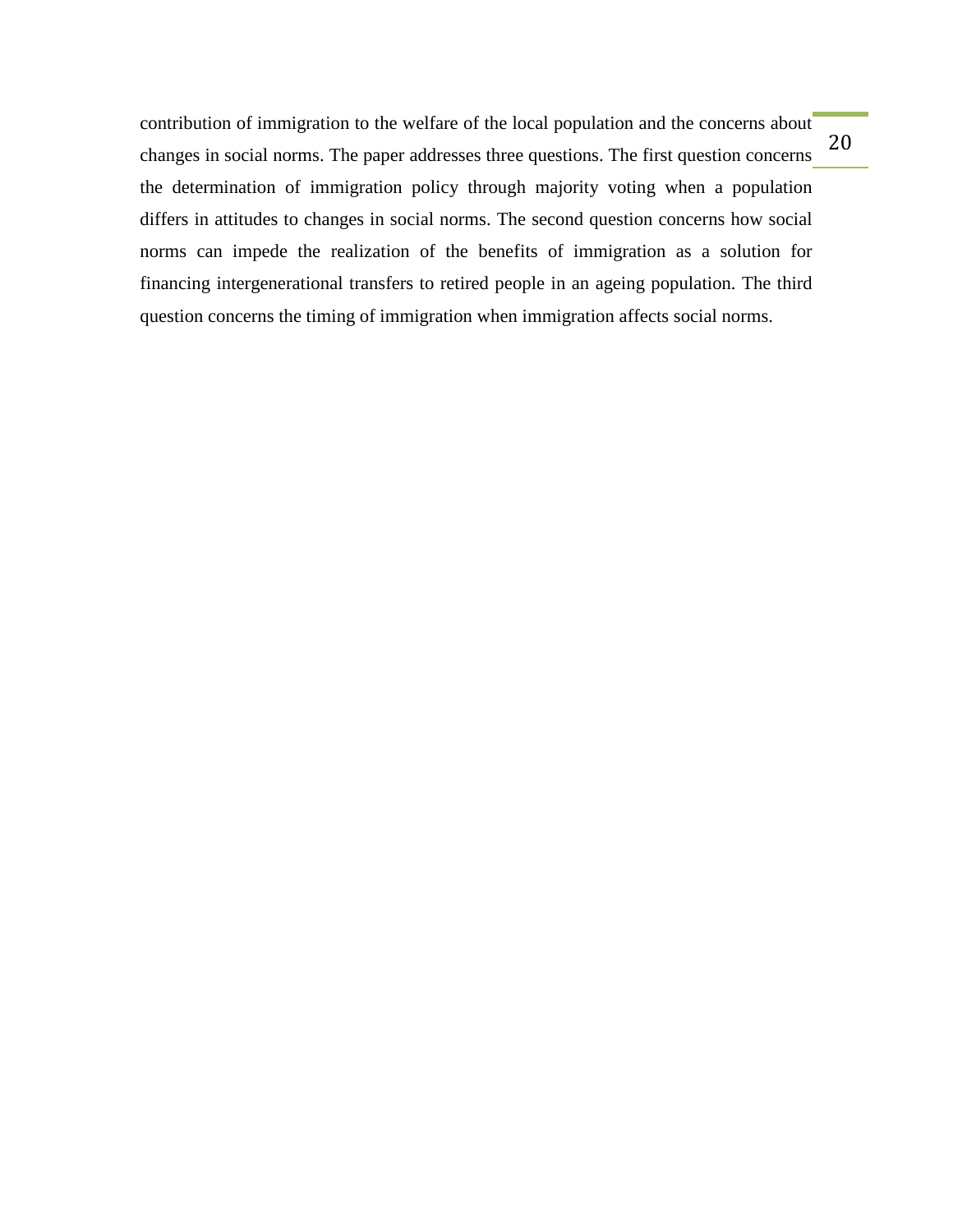contribution of immigration to the welfare of the local population and the concerns about changes in social norms. The paper addresses three questions. The first question concerns the determination of immigration policy through majority voting when a population differs in attitudes to changes in social norms. The second question concerns how social norms can impede the realization of the benefits of immigration as a solution for financing intergenerational transfers to retired people in an ageing population. The third question concerns the timing of immigration when immigration affects social norms.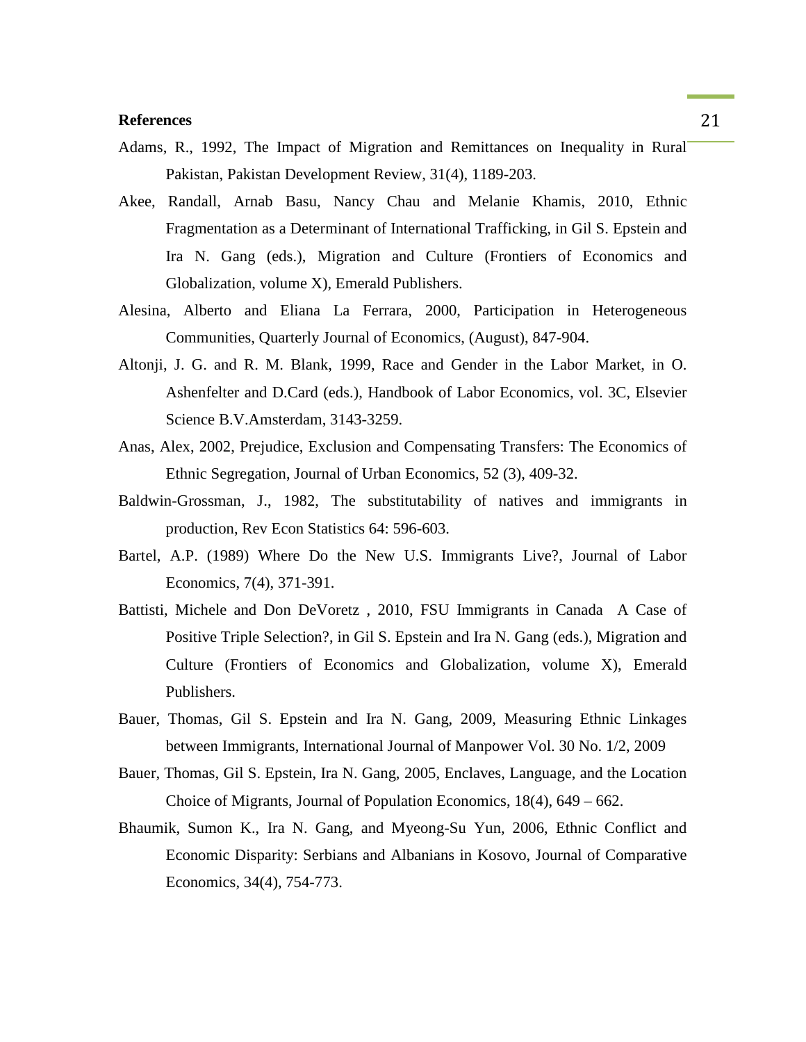**References**

Adams, R., 1992, The Impact of Migration and Remittances on Inequality in Rural Pakistan, Pakistan Development Review, 31(4), 1189-203.

Akee, Randall, Arnab Basu, Nancy Chau and Melanie Khamis, 2010, Ethnic Fragmentation as a Determinant of International Trafficking, in Gil S. Epstein and Ira N. Gang (eds.), Migration and Culture (Frontiers of Economics and Globalization, volume X), Emerald Publishers.

Alesina, Alberto and Eliana La Ferrara, 2000, Participation in Heterogeneous Communities, Quarterly Journal of Economics, (August), 847-904.

Altonji, J. G. and R. M. Blank, 1999, Race and Gender in the Labor Market, in O. Ashenfelter and D.Card (eds.), Handbook of Labor Economics, vol. 3C, Elsevier Science B.V.Amsterdam, 3143-3259.

Anas, Alex, 2002, Prejudice, Exclusion and Compensating Transfers: The Economics of Ethnic Segregation, Journal of Urban Economics, 52 (3), 409-32.

Baldwin-Grossman, J., 1982, The substitutability of natives and immigrants in production, Rev Econ Statistics 64: 596-603.

Bartel, A.P. (1989) Where Do the New U.S. Immigrants Live?, Journal of Labor Economics, 7(4), 371-391.

Battisti, Michele and Don DeVoretz , 2010, FSU Immigrants in Canada A Case of Positive Triple Selection?, in Gil S. Epstein and Ira N. Gang (eds.), Migration and Culture (Frontiers of Economics and Globalization, volume X), Emerald Publishers.

Bauer, Thomas, Gil S. Epstein and Ira N. Gang, 2009, Measuring Ethnic Linkages between Immigrants, International Journal of Manpower Vol. 30 No. 1/2, 2009

Bauer, Thomas, Gil S. Epstein, Ira N. Gang, 2005, Enclaves, Language, and the Location Choice of Migrants, Journal of Population Economics, 18(4), 649 – 662.

Bhaumik, Sumon K., Ira N. Gang, and Myeong-Su Yun, 2006, Ethnic Conflict and Economic Disparity: Serbians and Albanians in Kosovo, Journal of Comparative Economics, 34(4), 754-773.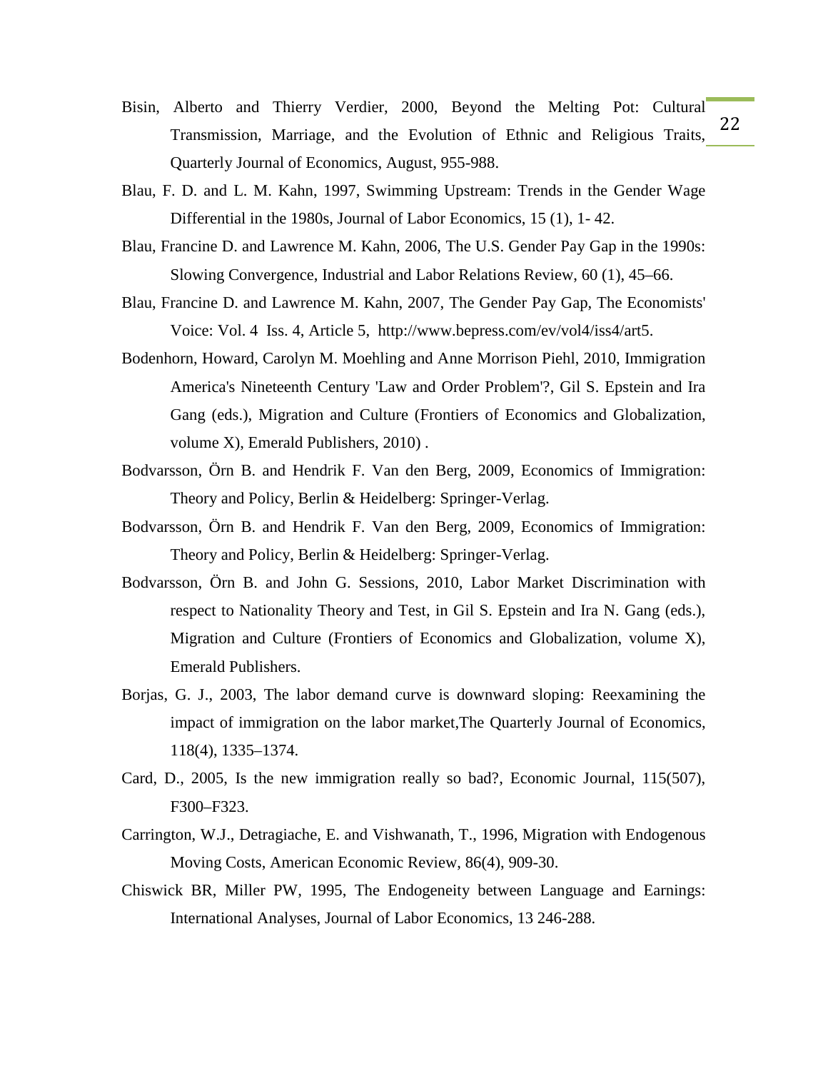Bisin, Alberto and Thierry Verdier, 2000, Beyond the Melting Pot: Cultural Transmission, Marriage, and the Evolution of Ethnic and Religious Traits, Quarterly Journal of Economics, August, 955-988.

Blau, F. D. and L. M. Kahn, 1997, Swimming Upstream: Trends in the Gender Wage Differential in the 1980s, Journal of Labor Economics, 15 (1), 1- 42.

Blau, Francine D. and Lawrence M. Kahn, 2006, The U.S. Gender Pay Gap in the 1990s: Slowing Convergence, Industrial and Labor Relations Review, 60 (1), 45–66.

Blau, Francine D. and Lawrence M. Kahn, 2007, The Gender Pay Gap, The Economists' Voice: Vol. 4 Iss. 4, Article 5, http://www.bepress.com/ev/vol4/iss4/art5.

Bodenhorn, Howard, Carolyn M. Moehling and Anne Morrison Piehl, 2010, Immigration America's Nineteenth Century 'Law and Order Problem'?, Gil S. Epstein and Ira Gang (eds.), Migration and Culture (Frontiers of Economics and Globalization, volume X), Emerald Publishers, 2010) .

Bodvarsson, Örn B. and Hendrik F. Van den Berg, 2009, Economics of Immigration: Theory and Policy, Berlin & Heidelberg: Springer-Verlag.

Bodvarsson, Örn B. and Hendrik F. Van den Berg, 2009, Economics of Immigration: Theory and Policy, Berlin & Heidelberg: Springer-Verlag.

Bodvarsson, Örn B. and John G. Sessions, 2010, Labor Market Discrimination with respect to Nationality Theory and Test, in Gil S. Epstein and Ira N. Gang (eds.), Migration and Culture (Frontiers of Economics and Globalization, volume X), Emerald Publishers.

Borjas, G. J., 2003, The labor demand curve is downward sloping: Reexamining the impact of immigration on the labor market,The Quarterly Journal of Economics, 118(4), 1335–1374.

Card, D., 2005, Is the new immigration really so bad?, Economic Journal, 115(507), F300–F323.

Carrington, W.J., Detragiache, E. and Vishwanath, T., 1996, Migration with Endogenous Moving Costs, American Economic Review, 86(4), 909-30.

Chiswick BR, Miller PW, 1995, The Endogeneity between Language and Earnings: International Analyses, Journal of Labor Economics, 13 246-288.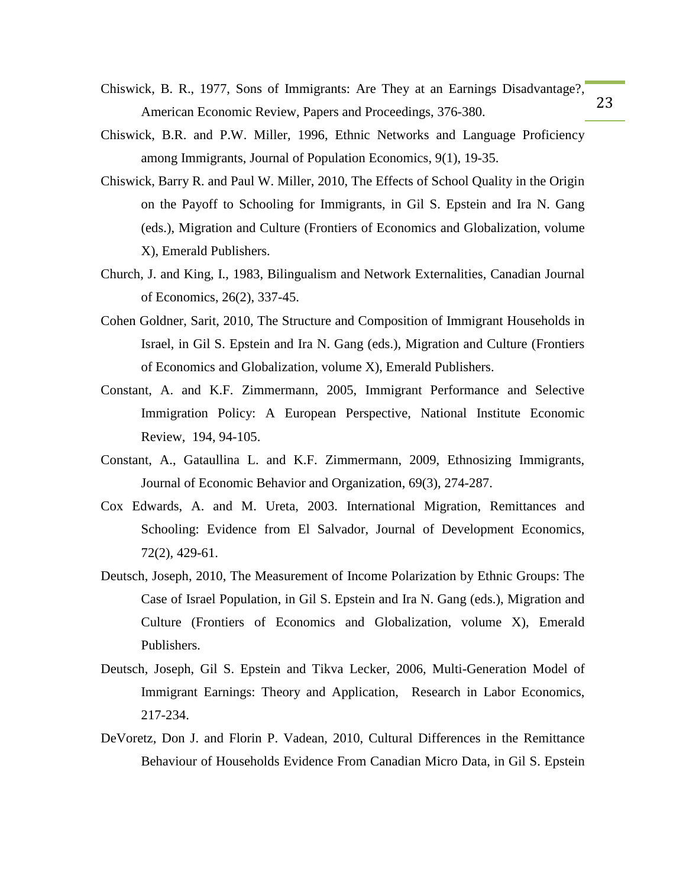Chiswick, B. R., 1977, Sons of Immigrants: Are They at an Earnings Disadvantage?, American Economic Review, Papers and Proceedings, 376-380.

Chiswick, B.R. and P.W. Miller, 1996, Ethnic Networks and Language Proficiency among Immigrants, Journal of Population Economics, 9(1), 19-35.

Chiswick, Barry R. and Paul W. Miller, 2010, The Effects of School Quality in the Origin on the Payoff to Schooling for Immigrants, in Gil S. Epstein and Ira N. Gang (eds.), Migration and Culture (Frontiers of Economics and Globalization, volume X), Emerald Publishers.

Church, J. and King, I., 1983, Bilingualism and Network Externalities, Canadian Journal of Economics, 26(2), 337-45.

Cohen Goldner, Sarit, 2010, The Structure and Composition of Immigrant Households in Israel, in Gil S. Epstein and Ira N. Gang (eds.), Migration and Culture (Frontiers of Economics and Globalization, volume X), Emerald Publishers.

Constant, A. and K.F. Zimmermann, 2005, Immigrant Performance and Selective Immigration Policy: A European Perspective, National Institute Economic Review, 194, 94-105.

Constant, A., Gataullina L. and K.F. Zimmermann, 2009, Ethnosizing Immigrants, Journal of Economic Behavior and Organization, 69(3), 274-287.

Cox Edwards, A. and M. Ureta, 2003. International Migration, Remittances and Schooling: Evidence from El Salvador, Journal of Development Economics, 72(2), 429-61.

Deutsch, Joseph, 2010, The Measurement of Income Polarization by Ethnic Groups: The Case of Israel Population, in Gil S. Epstein and Ira N. Gang (eds.), Migration and Culture (Frontiers of Economics and Globalization, volume X), Emerald Publishers.

Deutsch, Joseph, Gil S. Epstein and Tikva Lecker, 2006, Multi-Generation Model of Immigrant Earnings: Theory and Application, Research in Labor Economics, 217-234.

DeVoretz, Don J. and Florin P. Vadean, 2010, Cultural Differences in the Remittance Behaviour of Households Evidence From Canadian Micro Data, in Gil S. Epstein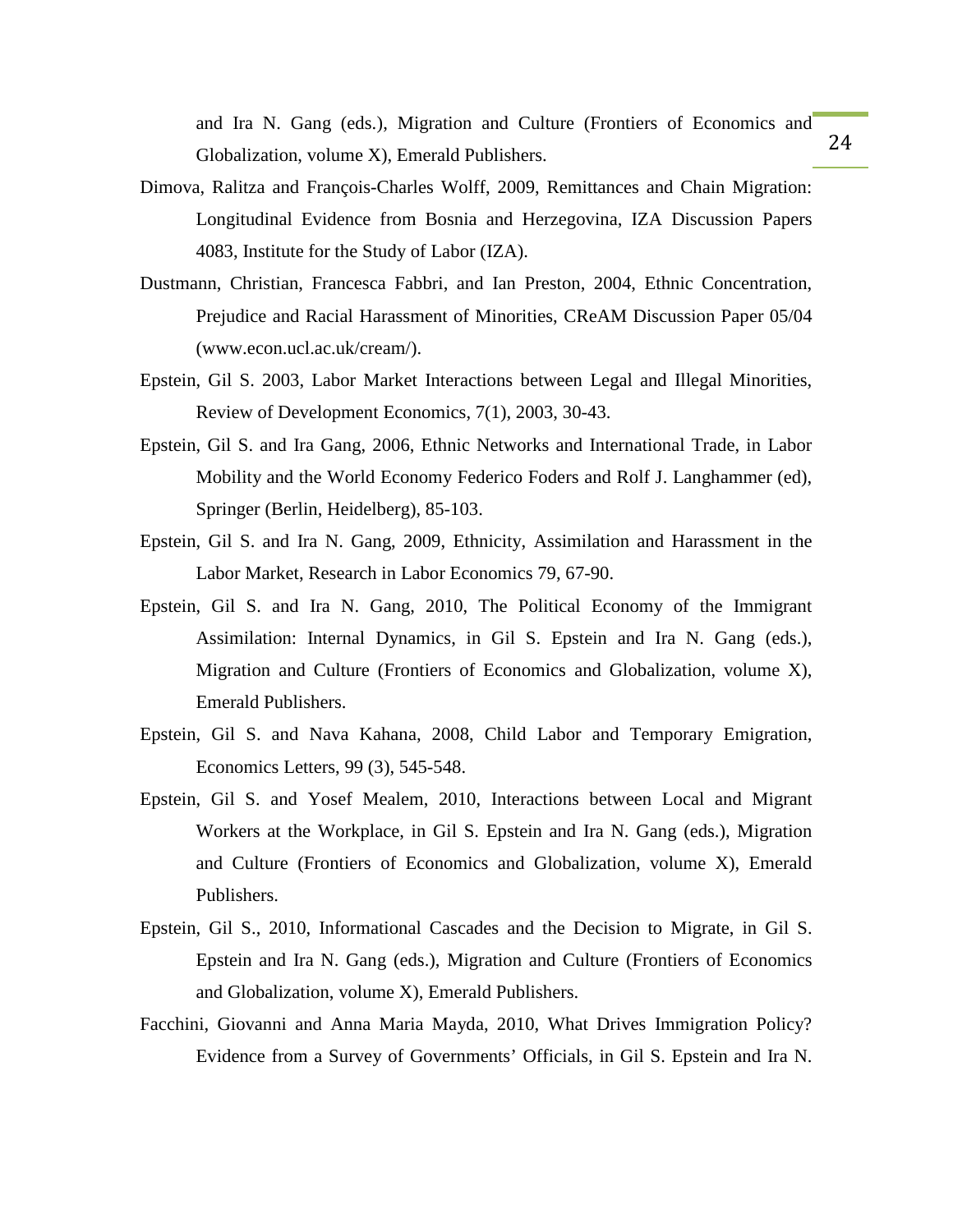and Ira N. Gang (eds.), Migration and Culture (Frontiers of Economics and Globalization, volume X), Emerald Publishers.

Dimova, Ralitza and François-Charles Wolff, 2009, Remittances and Chain Migration: Longitudinal Evidence from Bosnia and Herzegovina, IZA Discussion Papers 4083, Institute for the Study of Labor (IZA).

Dustmann, Christian, Francesca Fabbri, and Ian Preston, 2004, Ethnic Concentration, Prejudice and Racial Harassment of Minorities, CReAM Discussion Paper 05/04 (www.econ.ucl.ac.uk/cream/).

Epstein, Gil S. 2003, Labor Market Interactions between Legal and Illegal Minorities, Review of Development Economics, 7(1), 2003, 30-43.

Epstein, Gil S. and Ira Gang, 2006, Ethnic Networks and International Trade, in Labor Mobility and the World Economy Federico Foders and Rolf J. Langhammer (ed), Springer (Berlin, Heidelberg), 85-103.

Epstein, Gil S. and Ira N. Gang, 2009, Ethnicity, Assimilation and Harassment in the Labor Market, Research in Labor Economics 79, 67-90.

Epstein, Gil S. and Ira N. Gang, 2010, The Political Economy of the Immigrant Assimilation: Internal Dynamics, in Gil S. Epstein and Ira N. Gang (eds.), Migration and Culture (Frontiers of Economics and Globalization, volume X), Emerald Publishers.

Epstein, Gil S. and Nava Kahana, 2008, Child Labor and Temporary Emigration, Economics Letters, 99 (3), 545-548.

Epstein, Gil S. and Yosef Mealem, 2010, Interactions between Local and Migrant Workers at the Workplace, in Gil S. Epstein and Ira N. Gang (eds.), Migration and Culture (Frontiers of Economics and Globalization, volume X), Emerald Publishers.

Epstein, Gil S., 2010, Informational Cascades and the Decision to Migrate, in Gil S. Epstein and Ira N. Gang (eds.), Migration and Culture (Frontiers of Economics and Globalization, volume X), Emerald Publishers.

Facchini, Giovanni and Anna Maria Mayda, 2010, What Drives Immigration Policy? Evidence from a Survey of Governments' Officials, in Gil S. Epstein and Ira N.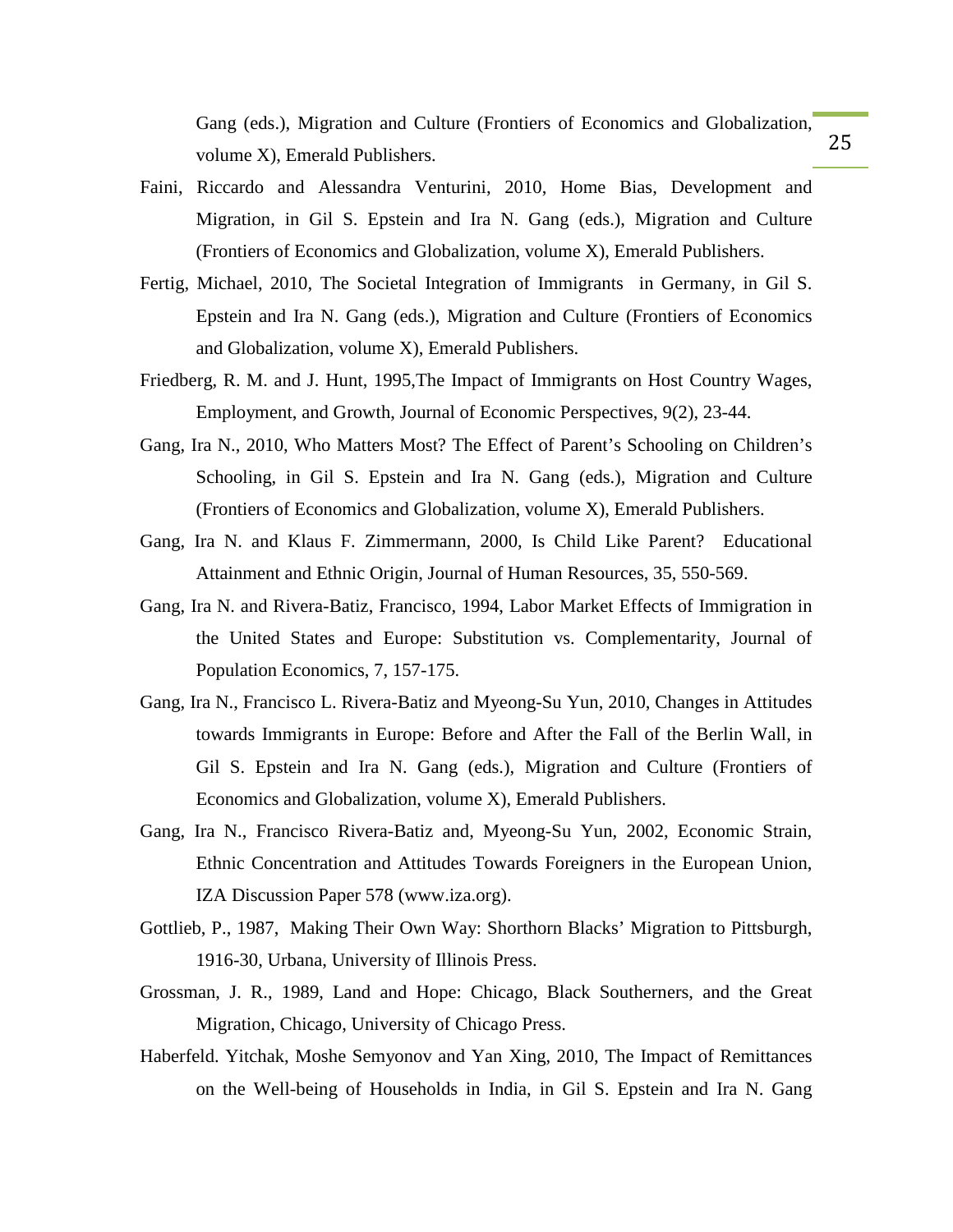Gang (eds.), Migration and Culture (Frontiers of Economics and Globalization, volume X), Emerald Publishers.

Faini, Riccardo and Alessandra Venturini, 2010, Home Bias, Development and Migration, in Gil S. Epstein and Ira N. Gang (eds.), Migration and Culture (Frontiers of Economics and Globalization, volume X), Emerald Publishers.

Fertig, Michael, 2010, The Societal Integration of Immigrants in Germany, in Gil S. Epstein and Ira N. Gang (eds.), Migration and Culture (Frontiers of Economics and Globalization, volume X), Emerald Publishers.

Friedberg, R. M. and J. Hunt, 1995,The Impact of Immigrants on Host Country Wages, Employment, and Growth, Journal of Economic Perspectives, 9(2), 23-44.

Gang, Ira N., 2010, Who Matters Most? The Effect of Parent's Schooling on Children's Schooling, in Gil S. Epstein and Ira N. Gang (eds.), Migration and Culture (Frontiers of Economics and Globalization, volume X), Emerald Publishers.

Gang, Ira N. and Klaus F. Zimmermann, 2000, Is Child Like Parent? Educational Attainment and Ethnic Origin, Journal of Human Resources, 35, 550-569.

Gang, Ira N. and Rivera-Batiz, Francisco, 1994, Labor Market Effects of Immigration in the United States and Europe: Substitution vs. Complementarity, Journal of Population Economics, 7, 157-175.

Gang, Ira N., Francisco L. Rivera-Batiz and Myeong-Su Yun, 2010, Changes in Attitudes towards Immigrants in Europe: Before and After the Fall of the Berlin Wall, in Gil S. Epstein and Ira N. Gang (eds.), Migration and Culture (Frontiers of Economics and Globalization, volume X), Emerald Publishers.

Gang, Ira N., Francisco Rivera-Batiz and, Myeong-Su Yun, 2002, Economic Strain, Ethnic Concentration and Attitudes Towards Foreigners in the European Union, IZA Discussion Paper 578 (www.iza.org).

Gottlieb, P., 1987, Making Their Own Way: Shorthorn Blacks' Migration to Pittsburgh, 1916-30, Urbana, University of Illinois Press.

Grossman, J. R., 1989, Land and Hope: Chicago, Black Southerners, and the Great Migration, Chicago, University of Chicago Press.

Haberfeld. Yitchak, Moshe Semyonov and Yan Xing, 2010, The Impact of Remittances on the Well-being of Households in India, in Gil S. Epstein and Ira N. Gang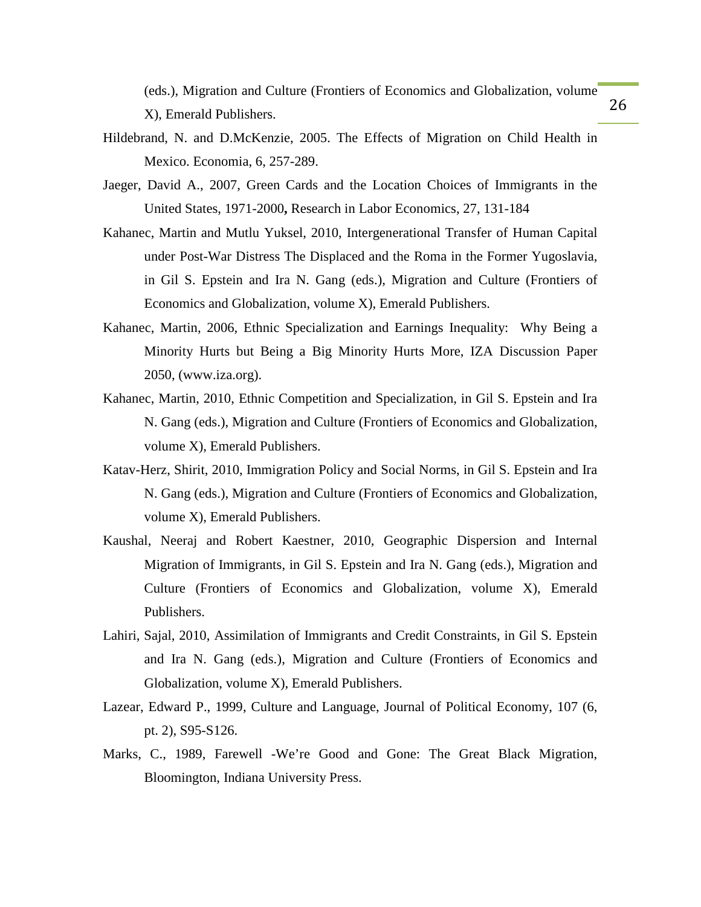(eds.), Migration and Culture (Frontiers of Economics and Globalization, volume X), Emerald Publishers.

Hildebrand, N. and D.McKenzie, 2005. The Effects of Migration on Child Health in Mexico. Economia, 6, 257-289.

Jaeger, David A., 2007, Green Cards and the Location Choices of Immigrants in the United States, 1971-2000**,** Research in Labor Economics, 27, 131-184

Kahanec, Martin and Mutlu Yuksel, 2010, Intergenerational Transfer of Human Capital under Post-War Distress The Displaced and the Roma in the Former Yugoslavia, in Gil S. Epstein and Ira N. Gang (eds.), Migration and Culture (Frontiers of Economics and Globalization, volume X), Emerald Publishers.

Kahanec, Martin, 2006, Ethnic Specialization and Earnings Inequality: Why Being a Minority Hurts but Being a Big Minority Hurts More, IZA Discussion Paper 2050, (www.iza.org).

Kahanec, Martin, 2010, Ethnic Competition and Specialization, in Gil S. Epstein and Ira N. Gang (eds.), Migration and Culture (Frontiers of Economics and Globalization, volume X), Emerald Publishers.

Katav-Herz, Shirit, 2010, Immigration Policy and Social Norms, in Gil S. Epstein and Ira N. Gang (eds.), Migration and Culture (Frontiers of Economics and Globalization, volume X), Emerald Publishers.

Kaushal, Neeraj and Robert Kaestner, 2010, Geographic Dispersion and Internal Migration of Immigrants, in Gil S. Epstein and Ira N. Gang (eds.), Migration and Culture (Frontiers of Economics and Globalization, volume X), Emerald Publishers.

Lahiri, Sajal, 2010, Assimilation of Immigrants and Credit Constraints, in Gil S. Epstein and Ira N. Gang (eds.), Migration and Culture (Frontiers of Economics and Globalization, volume X), Emerald Publishers.

Lazear, Edward P., 1999, Culture and Language, Journal of Political Economy, 107 (6, pt. 2), S95-S126.

Marks, C., 1989, Farewell -We're Good and Gone: The Great Black Migration, Bloomington, Indiana University Press.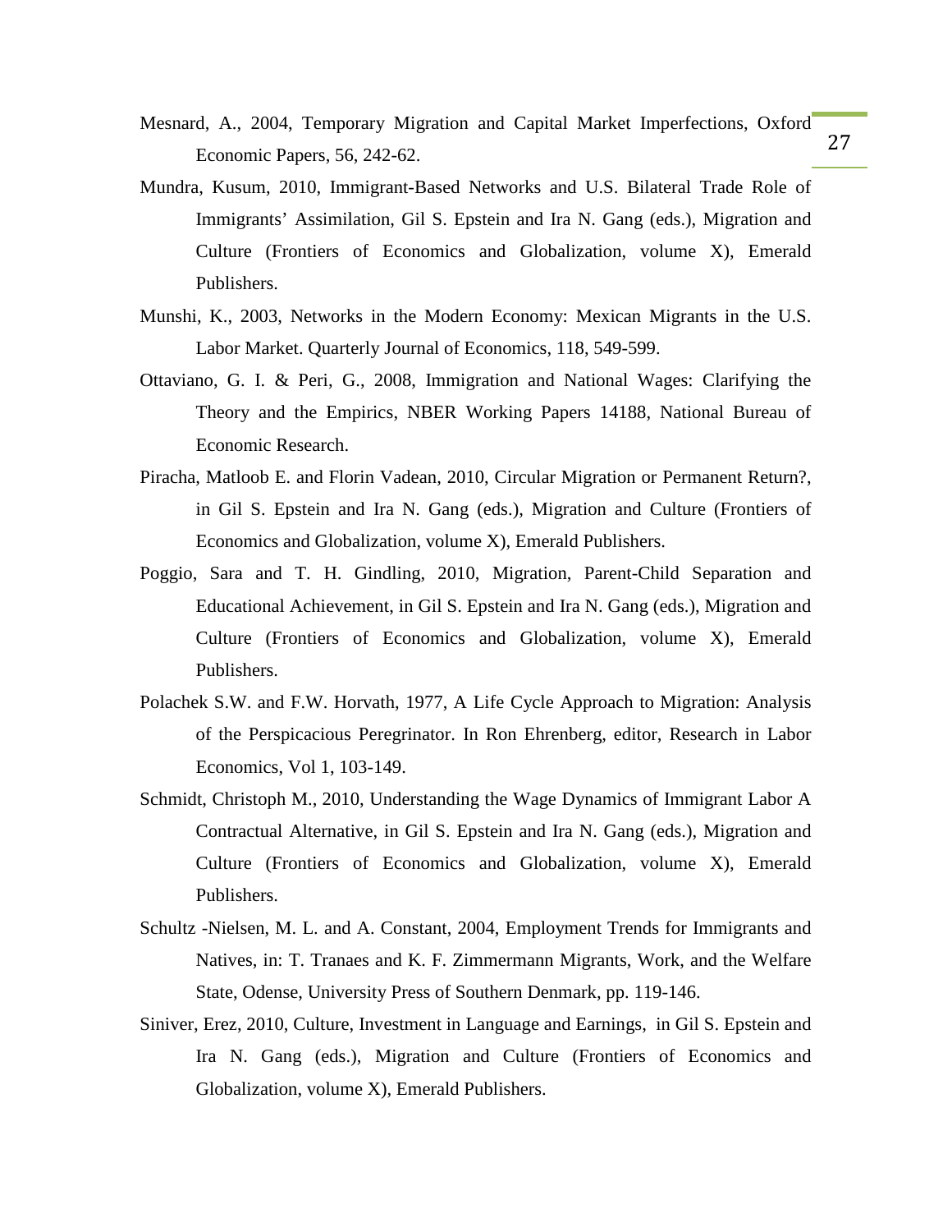Mesnard, A., 2004, Temporary Migration and Capital Market Imperfections, Oxford Economic Papers, 56, 242-62.

Mundra, Kusum, 2010, Immigrant-Based Networks and U.S. Bilateral Trade Role of Immigrants' Assimilation, Gil S. Epstein and Ira N. Gang (eds.), Migration and Culture (Frontiers of Economics and Globalization, volume X), Emerald Publishers.

Munshi, K., 2003, Networks in the Modern Economy: Mexican Migrants in the U.S. Labor Market. Quarterly Journal of Economics, 118, 549-599.

Ottaviano, G. I. & Peri, G., 2008, Immigration and National Wages: Clarifying the Theory and the Empirics, NBER Working Papers 14188, National Bureau of Economic Research.

Piracha, Matloob E. and Florin Vadean, 2010, Circular Migration or Permanent Return?, in Gil S. Epstein and Ira N. Gang (eds.), Migration and Culture (Frontiers of Economics and Globalization, volume X), Emerald Publishers.

Poggio, Sara and T. H. Gindling, 2010, Migration, Parent-Child Separation and Educational Achievement, in Gil S. Epstein and Ira N. Gang (eds.), Migration and Culture (Frontiers of Economics and Globalization, volume X), Emerald Publishers.

Polachek S.W. and F.W. Horvath, 1977, A Life Cycle Approach to Migration: Analysis of the Perspicacious Peregrinator. In Ron Ehrenberg, editor, Research in Labor Economics, Vol 1, 103-149.

Schmidt, Christoph M., 2010, Understanding the Wage Dynamics of Immigrant Labor A Contractual Alternative, in Gil S. Epstein and Ira N. Gang (eds.), Migration and Culture (Frontiers of Economics and Globalization, volume X), Emerald Publishers.

Schultz -Nielsen, M. L. and A. Constant, 2004, Employment Trends for Immigrants and Natives, in: T. Tranaes and K. F. Zimmermann Migrants, Work, and the Welfare State, Odense, University Press of Southern Denmark, pp. 119-146.

Siniver, Erez, 2010, Culture, Investment in Language and Earnings, in Gil S. Epstein and Ira N. Gang (eds.), Migration and Culture (Frontiers of Economics and Globalization, volume X), Emerald Publishers.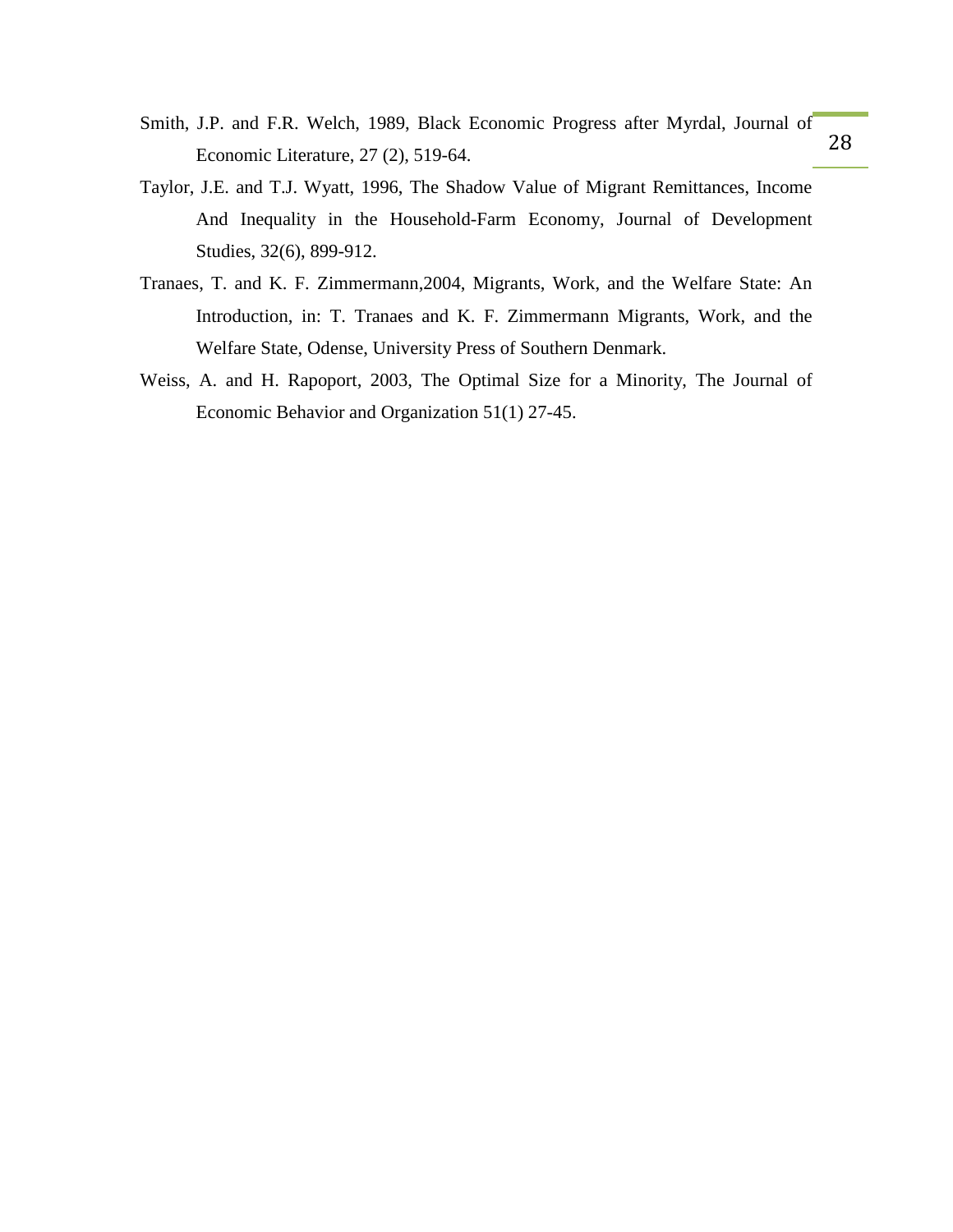Smith, J.P. and F.R. Welch, 1989, Black Economic Progress after Myrdal, Journal of Economic Literature, 27 (2), 519-64.

Taylor, J.E. and T.J. Wyatt, 1996, The Shadow Value of Migrant Remittances, Income And Inequality in the Household-Farm Economy, Journal of Development Studies, 32(6), 899-912.

Tranaes, T. and K. F. Zimmermann,2004, Migrants, Work, and the Welfare State: An Introduction, in: T. Tranaes and K. F. Zimmermann Migrants, Work, and the Welfare State, Odense, University Press of Southern Denmark.

Weiss, A. and H. Rapoport, 2003, The Optimal Size for a Minority, The Journal of Economic Behavior and Organization 51(1) 27-45.